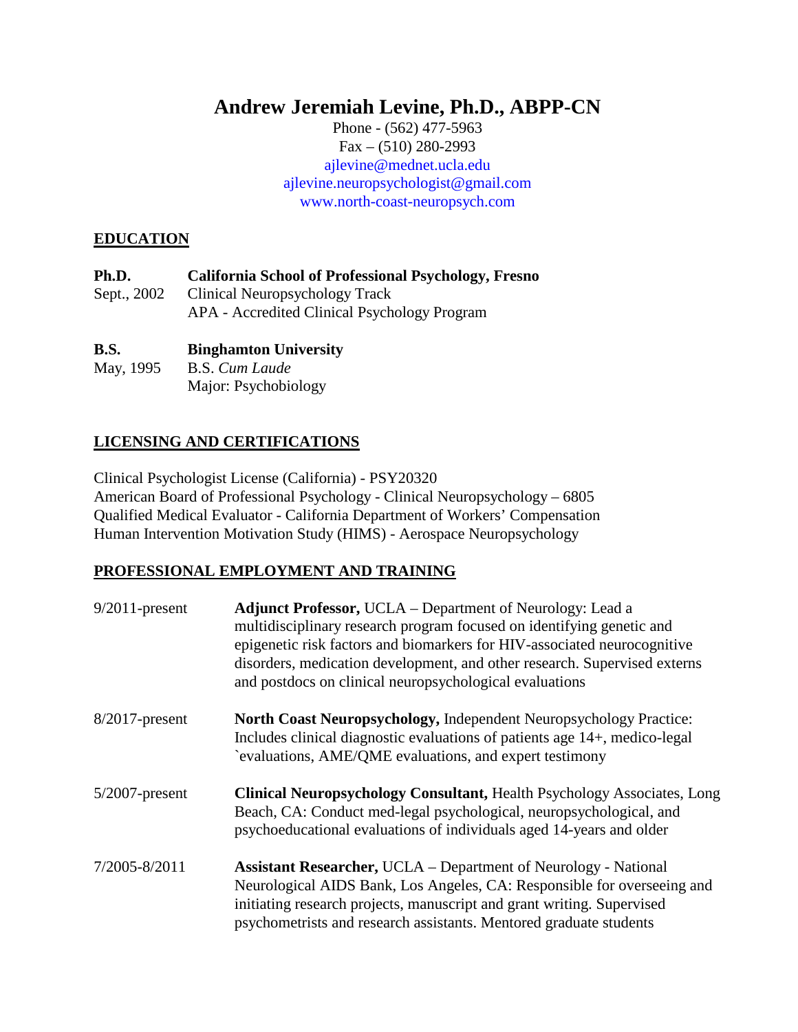# Andrew Jeremiah Levine, Ph.D., ABPP-CN

Phone - (562) 477-5963
Fax – (510) 280-2993
ajlevine@mednet.ucla.edu
ajlevine.neuropsychologist@gmail.com
www.north-coast-neuropsych.com

## EDUCATION

**Ph.D.** **California School of Professional Psychology, Fresno**
Sept., 2002 Clinical Neuropsychology Track
APA - Accredited Clinical Psychology Program

**B.S.** **Binghamton University**
May, 1995 B.S. *Cum Laude*
Major: Psychobiology

## LICENSING AND CERTIFICATIONS

Clinical Psychologist License (California) - PSY20320
American Board of Professional Psychology - Clinical Neuropsychology – 6805
Qualified Medical Evaluator - California Department of Workers' Compensation
Human Intervention Motivation Study (HIMS) - Aerospace Neuropsychology

## PROFESSIONAL EMPLOYMENT AND TRAINING

9/2011-present **Adjunct Professor,** UCLA – Department of Neurology: Lead a multidisciplinary research program focused on identifying genetic and epigenetic risk factors and biomarkers for HIV-associated neurocognitive disorders, medication development, and other research. Supervised externs and postdocs on clinical neuropsychological evaluations

8/2017-present **North Coast Neuropsychology,** Independent Neuropsychology Practice: Includes clinical diagnostic evaluations of patients age 14+, medico-legal `evaluations, AME/QME evaluations, and expert testimony

5/2007-present **Clinical Neuropsychology Consultant,** Health Psychology Associates, Long Beach, CA: Conduct med-legal psychological, neuropsychological, and psychoeducational evaluations of individuals aged 14-years and older

7/2005-8/2011 **Assistant Researcher,** UCLA – Department of Neurology - National Neurological AIDS Bank, Los Angeles, CA: Responsible for overseeing and initiating research projects, manuscript and grant writing. Supervised psychometrists and research assistants. Mentored graduate students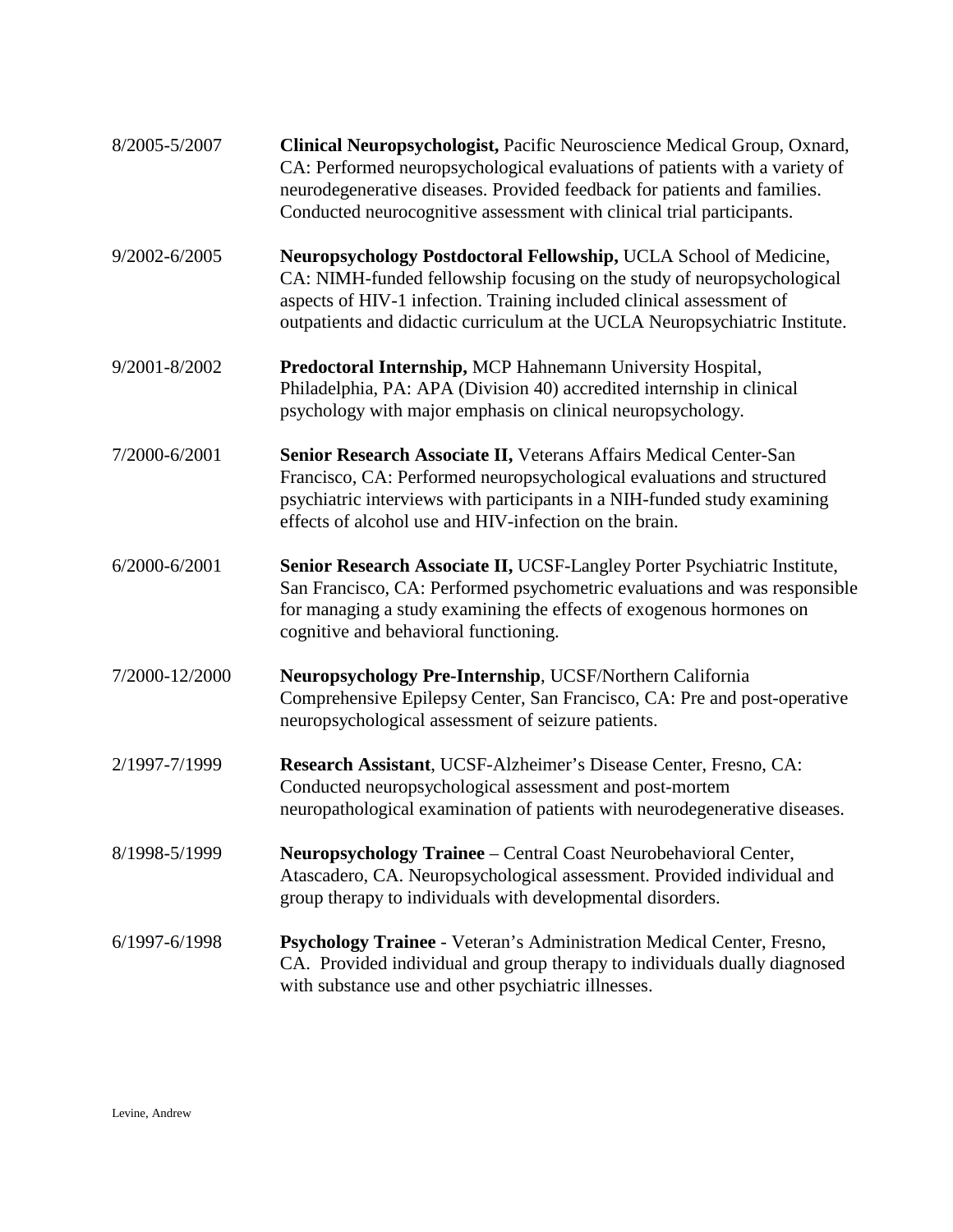8/2005-5/2007 **Clinical Neuropsychologist,** Pacific Neuroscience Medical Group, Oxnard, CA: Performed neuropsychological evaluations of patients with a variety of neurodegenerative diseases. Provided feedback for patients and families. Conducted neurocognitive assessment with clinical trial participants.

9/2002-6/2005 **Neuropsychology Postdoctoral Fellowship,** UCLA School of Medicine, CA: NIMH-funded fellowship focusing on the study of neuropsychological aspects of HIV-1 infection. Training included clinical assessment of outpatients and didactic curriculum at the UCLA Neuropsychiatric Institute.

9/2001-8/2002 **Predoctoral Internship,** MCP Hahnemann University Hospital, Philadelphia, PA: APA (Division 40) accredited internship in clinical psychology with major emphasis on clinical neuropsychology.

7/2000-6/2001 **Senior Research Associate II,** Veterans Affairs Medical Center-San Francisco, CA: Performed neuropsychological evaluations and structured psychiatric interviews with participants in a NIH-funded study examining effects of alcohol use and HIV-infection on the brain.

6/2000-6/2001 **Senior Research Associate II,** UCSF-Langley Porter Psychiatric Institute, San Francisco, CA: Performed psychometric evaluations and was responsible for managing a study examining the effects of exogenous hormones on cognitive and behavioral functioning.

7/2000-12/2000 **Neuropsychology Pre-Internship**, UCSF/Northern California Comprehensive Epilepsy Center, San Francisco, CA: Pre and post-operative neuropsychological assessment of seizure patients.

2/1997-7/1999 **Research Assistant**, UCSF-Alzheimer's Disease Center, Fresno, CA: Conducted neuropsychological assessment and post-mortem neuropathological examination of patients with neurodegenerative diseases.

8/1998-5/1999 **Neuropsychology Trainee** – Central Coast Neurobehavioral Center, Atascadero, CA. Neuropsychological assessment. Provided individual and group therapy to individuals with developmental disorders.

6/1997-6/1998 **Psychology Trainee** - Veteran's Administration Medical Center, Fresno, CA. Provided individual and group therapy to individuals dually diagnosed with substance use and other psychiatric illnesses.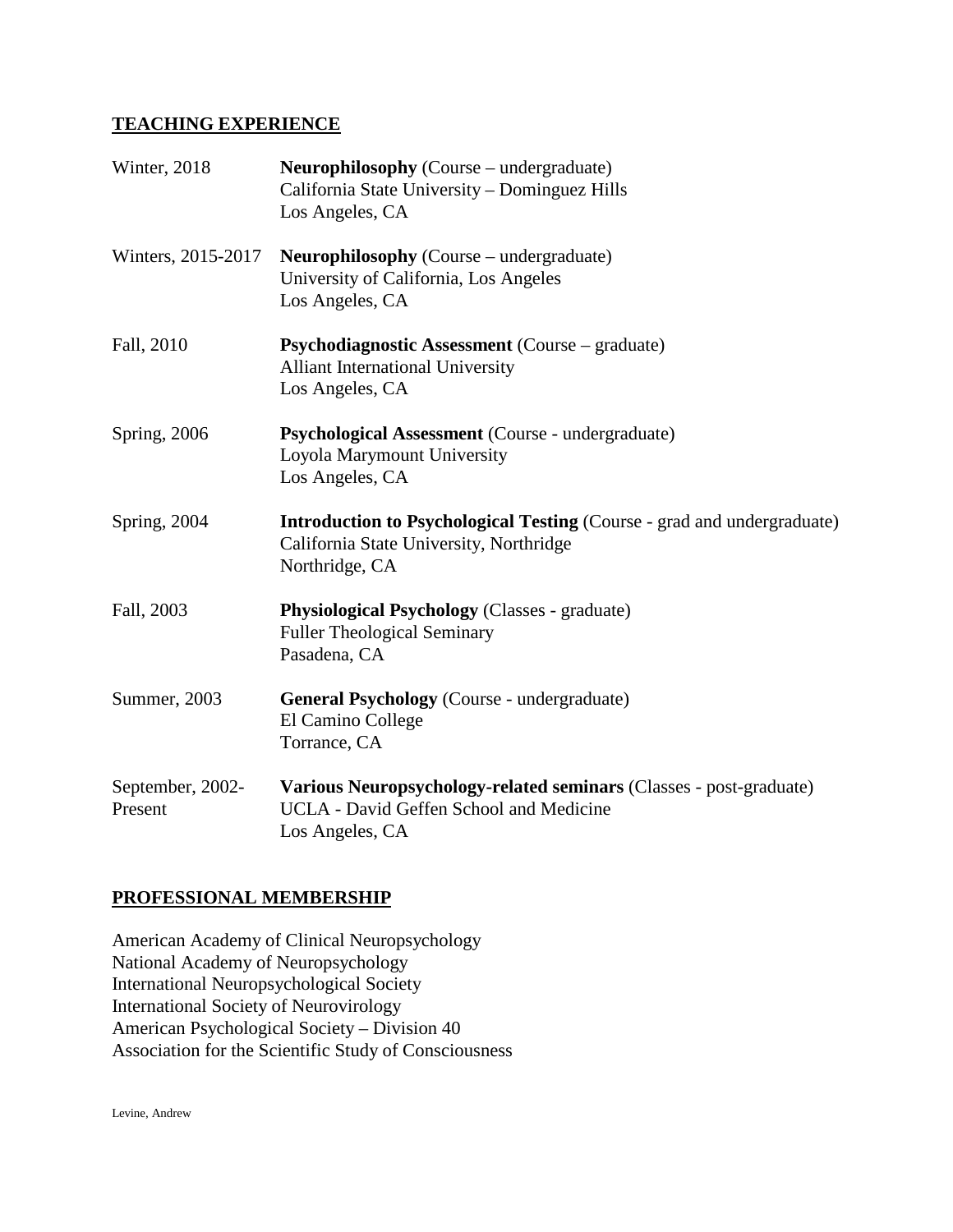## TEACHING EXPERIENCE

| | |
|---|---|
| Winter, 2018 | **Neurophilosophy** (Course – undergraduate)<br>California State University – Dominguez Hills<br>Los Angeles, CA |
| Winters, 2015-2017 | **Neurophilosophy** (Course – undergraduate)<br>University of California, Los Angeles<br>Los Angeles, CA |
| Fall, 2010 | **Psychodiagnostic Assessment** (Course – graduate)<br>Alliant International University<br>Los Angeles, CA |
| Spring, 2006 | **Psychological Assessment** (Course - undergraduate)<br>Loyola Marymount University<br>Los Angeles, CA |
| Spring, 2004 | **Introduction to Psychological Testing** (Course - grad and undergraduate)<br>California State University, Northridge<br>Northridge, CA |
| Fall, 2003 | **Physiological Psychology** (Classes - graduate)<br>Fuller Theological Seminary<br>Pasadena, CA |
| Summer, 2003 | **General Psychology** (Course - undergraduate)<br>El Camino College<br>Torrance, CA |
| September, 2002-Present | **Various Neuropsychology-related seminars** (Classes - post-graduate)<br>UCLA - David Geffen School and Medicine<br>Los Angeles, CA |

## PROFESSIONAL MEMBERSHIP

American Academy of Clinical Neuropsychology
National Academy of Neuropsychology
International Neuropsychological Society
International Society of Neurovirology
American Psychological Society – Division 40
Association for the Scientific Study of Consciousness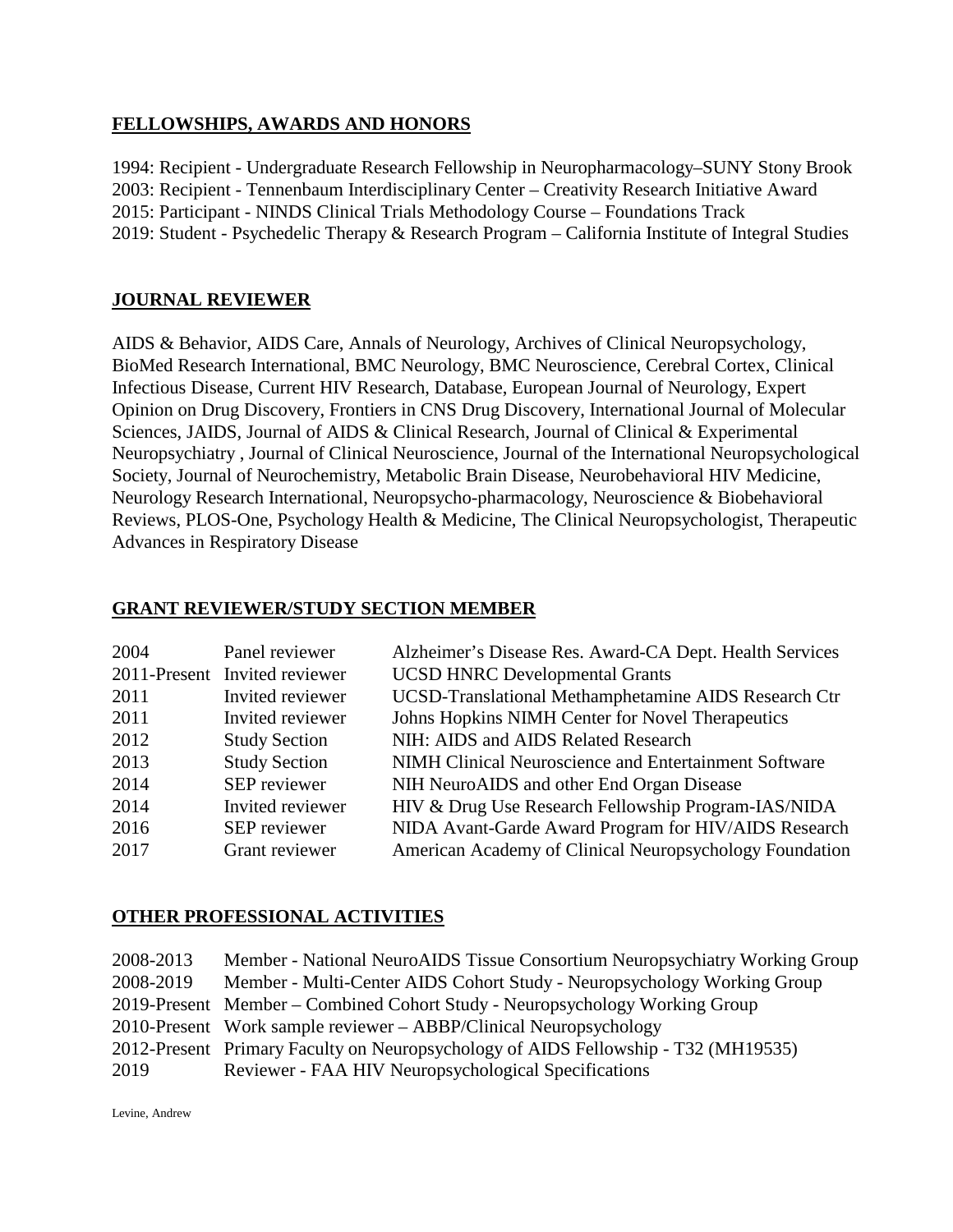## FELLOWSHIPS, AWARDS AND HONORS

1994: Recipient - Undergraduate Research Fellowship in Neuropharmacology–SUNY Stony Brook
2003: Recipient - Tennenbaum Interdisciplinary Center – Creativity Research Initiative Award
2015: Participant - NINDS Clinical Trials Methodology Course – Foundations Track
2019: Student - Psychedelic Therapy & Research Program – California Institute of Integral Studies

## JOURNAL REVIEWER

AIDS & Behavior, AIDS Care, Annals of Neurology, Archives of Clinical Neuropsychology, BioMed Research International, BMC Neurology, BMC Neuroscience, Cerebral Cortex, Clinical Infectious Disease, Current HIV Research, Database, European Journal of Neurology, Expert Opinion on Drug Discovery, Frontiers in CNS Drug Discovery, International Journal of Molecular Sciences, JAIDS, Journal of AIDS & Clinical Research, Journal of Clinical & Experimental Neuropsychiatry , Journal of Clinical Neuroscience, Journal of the International Neuropsychological Society, Journal of Neurochemistry, Metabolic Brain Disease, Neurobehavioral HIV Medicine, Neurology Research International, Neuropsycho-pharmacology, Neuroscience & Biobehavioral Reviews, PLOS-One, Psychology Health & Medicine, The Clinical Neuropsychologist, Therapeutic Advances in Respiratory Disease

## GRANT REVIEWER/STUDY SECTION MEMBER

| | | |
|---|---|---|
| 2004 | Panel reviewer | Alzheimer's Disease Res. Award-CA Dept. Health Services |
| 2011-Present | Invited reviewer | UCSD HNRC Developmental Grants |
| 2011 | Invited reviewer | UCSD-Translational Methamphetamine AIDS Research Ctr |
| 2011 | Invited reviewer | Johns Hopkins NIMH Center for Novel Therapeutics |
| 2012 | Study Section | NIH: AIDS and AIDS Related Research |
| 2013 | Study Section | NIMH Clinical Neuroscience and Entertainment Software |
| 2014 | SEP reviewer | NIH NeuroAIDS and other End Organ Disease |
| 2014 | Invited reviewer | HIV & Drug Use Research Fellowship Program-IAS/NIDA |
| 2016 | SEP reviewer | NIDA Avant-Garde Award Program for HIV/AIDS Research |
| 2017 | Grant reviewer | American Academy of Clinical Neuropsychology Foundation |

## OTHER PROFESSIONAL ACTIVITIES

| | |
|---|---|
| 2008-2013 | Member - National NeuroAIDS Tissue Consortium Neuropsychiatry Working Group |
| 2008-2019 | Member - Multi-Center AIDS Cohort Study - Neuropsychology Working Group |
| 2019-Present | Member – Combined Cohort Study - Neuropsychology Working Group |
| 2010-Present | Work sample reviewer – ABBP/Clinical Neuropsychology |
| 2012-Present | Primary Faculty on Neuropsychology of AIDS Fellowship - T32 (MH19535) |
| 2019 | Reviewer - FAA HIV Neuropsychological Specifications |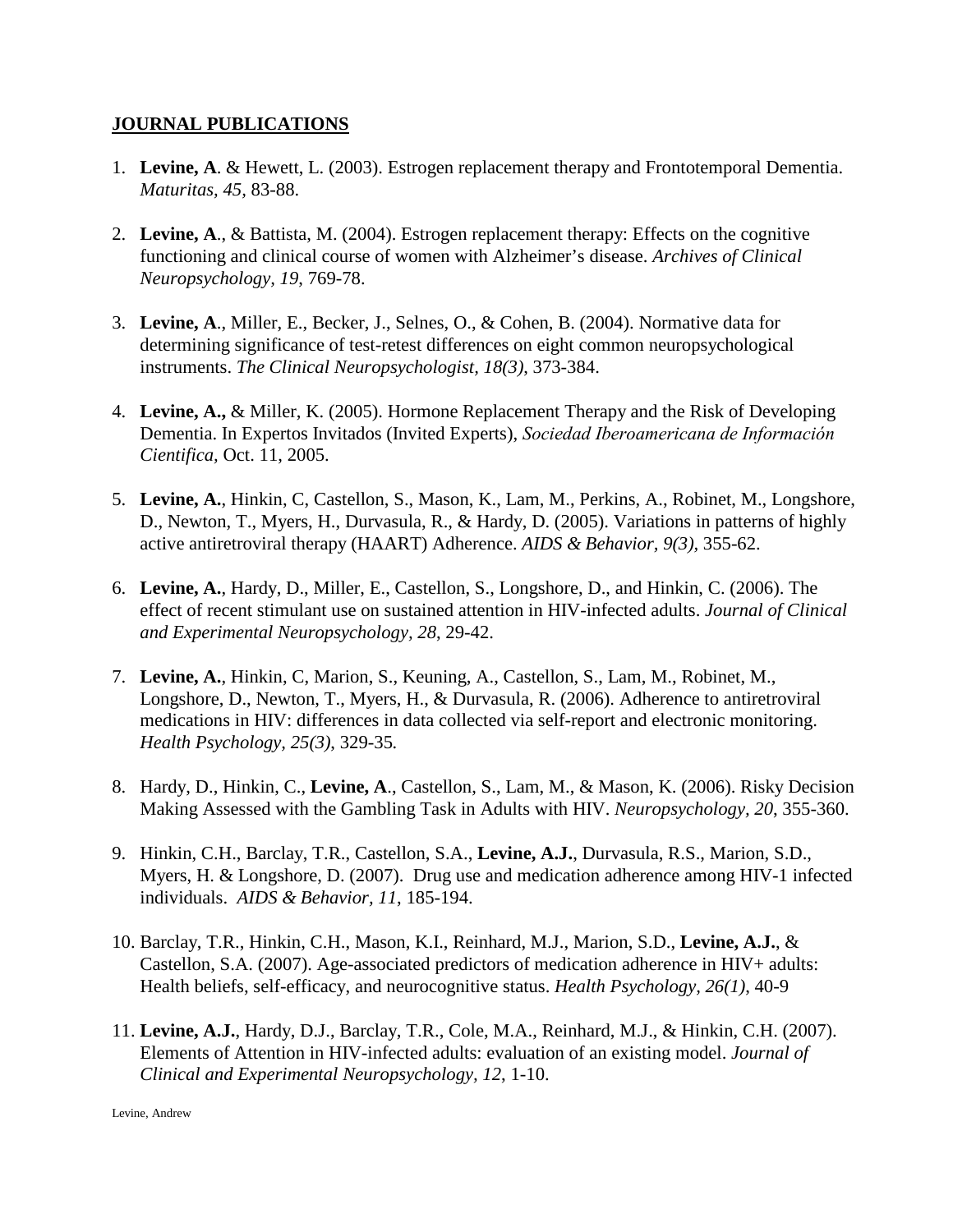## JOURNAL PUBLICATIONS

1. **Levine, A**. & Hewett, L. (2003). Estrogen replacement therapy and Frontotemporal Dementia. *Maturitas, 45,* 83-88.

2. **Levine, A**., & Battista, M. (2004). Estrogen replacement therapy: Effects on the cognitive functioning and clinical course of women with Alzheimer's disease. *Archives of Clinical Neuropsychology, 19*, 769-78.

3. **Levine, A**., Miller, E., Becker, J., Selnes, O., & Cohen, B. (2004). Normative data for determining significance of test-retest differences on eight common neuropsychological instruments. *The Clinical Neuropsychologist, 18(3)*, 373-384.

4. **Levine, A.,** & Miller, K. (2005). Hormone Replacement Therapy and the Risk of Developing Dementia. In Expertos Invitados (Invited Experts), *Sociedad Iberoamericana de Información Cientifica,* Oct. 11, 2005.

5. **Levine, A.**, Hinkin, C, Castellon, S., Mason, K., Lam, M., Perkins, A., Robinet, M., Longshore, D., Newton, T., Myers, H., Durvasula, R., & Hardy, D. (2005). Variations in patterns of highly active antiretroviral therapy (HAART) Adherence. *AIDS & Behavior, 9(3),* 355-62.

6. **Levine, A.**, Hardy, D., Miller, E., Castellon, S., Longshore, D., and Hinkin, C. (2006). The effect of recent stimulant use on sustained attention in HIV-infected adults. *Journal of Clinical and Experimental Neuropsychology, 28*, 29-42.

7. **Levine, A.**, Hinkin, C, Marion, S., Keuning, A., Castellon, S., Lam, M., Robinet, M., Longshore, D., Newton, T., Myers, H., & Durvasula, R. (2006). Adherence to antiretroviral medications in HIV: differences in data collected via self-report and electronic monitoring. *Health Psychology, 25(3),* 329-35*.*

8. Hardy, D., Hinkin, C., **Levine, A**., Castellon, S., Lam, M., & Mason, K. (2006). Risky Decision Making Assessed with the Gambling Task in Adults with HIV. *Neuropsychology, 20*, 355-360.

9. Hinkin, C.H., Barclay, T.R., Castellon, S.A., **Levine, A.J.**, Durvasula, R.S., Marion, S.D., Myers, H. & Longshore, D. (2007). Drug use and medication adherence among HIV-1 infected individuals. *AIDS & Behavior, 11*, 185-194.

10. Barclay, T.R., Hinkin, C.H., Mason, K.I., Reinhard, M.J., Marion, S.D., **Levine, A.J.**, & Castellon, S.A. (2007). Age-associated predictors of medication adherence in HIV+ adults: Health beliefs, self-efficacy, and neurocognitive status. *Health Psychology, 26(1),* 40-9

11. **Levine, A.J.**, Hardy, D.J., Barclay, T.R., Cole, M.A., Reinhard, M.J., & Hinkin, C.H. (2007). Elements of Attention in HIV-infected adults: evaluation of an existing model. *Journal of Clinical and Experimental Neuropsychology, 12*, 1-10.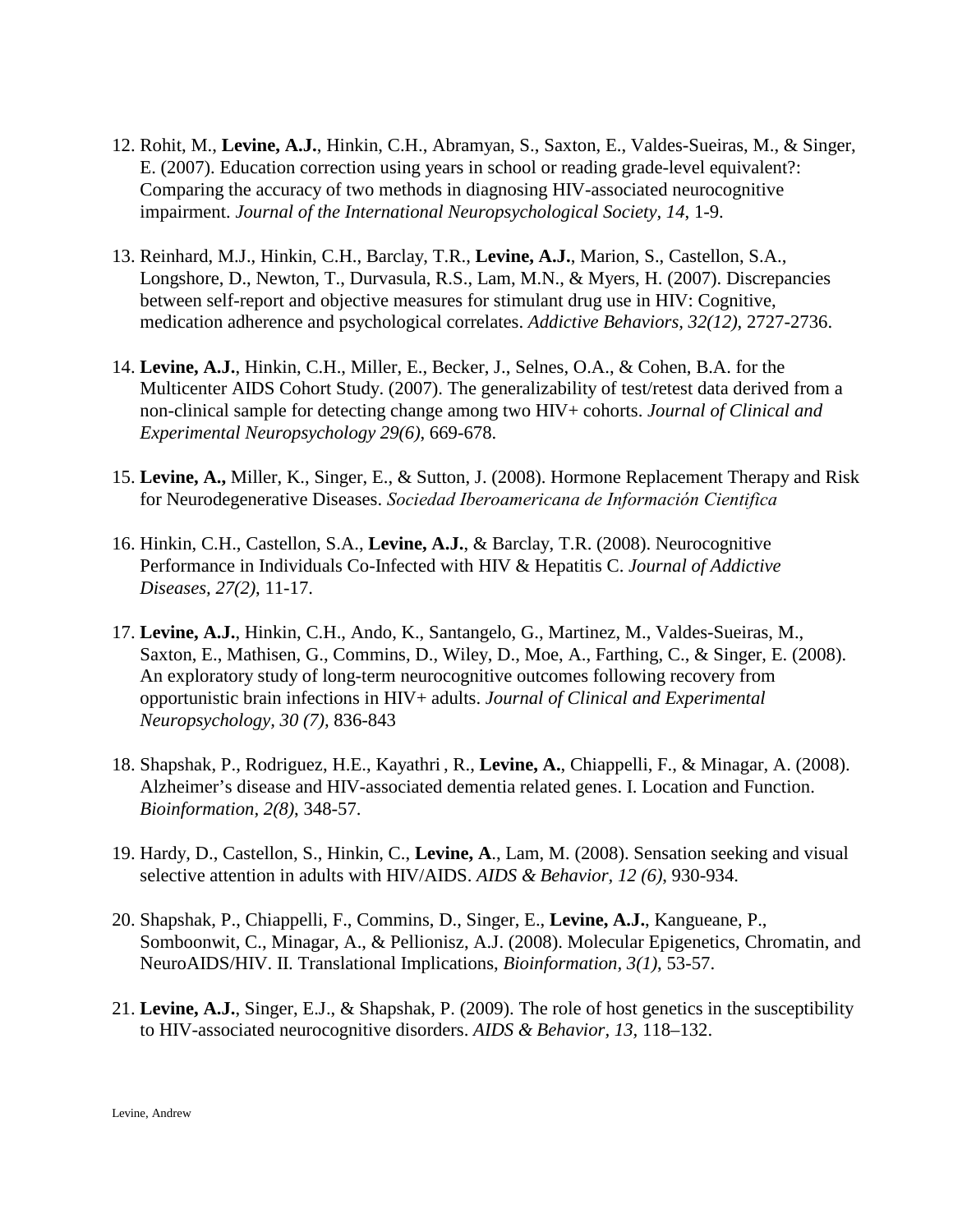12. Rohit, M., **Levine, A.J.**, Hinkin, C.H., Abramyan, S., Saxton, E., Valdes-Sueiras, M., & Singer, E. (2007). Education correction using years in school or reading grade-level equivalent?: Comparing the accuracy of two methods in diagnosing HIV-associated neurocognitive impairment. *Journal of the International Neuropsychological Society, 14,* 1-9.

13. Reinhard, M.J., Hinkin, C.H., Barclay, T.R., **Levine, A.J.**, Marion, S., Castellon, S.A., Longshore, D., Newton, T., Durvasula, R.S., Lam, M.N., & Myers, H. (2007). Discrepancies between self-report and objective measures for stimulant drug use in HIV: Cognitive, medication adherence and psychological correlates. *Addictive Behaviors, 32(12)*, 2727-2736.

14. **Levine, A.J.**, Hinkin, C.H., Miller, E., Becker, J., Selnes, O.A., & Cohen, B.A. for the Multicenter AIDS Cohort Study. (2007). The generalizability of test/retest data derived from a non-clinical sample for detecting change among two HIV+ cohorts. *Journal of Clinical and Experimental Neuropsychology 29(6)*, 669-678.

15. **Levine, A.,** Miller, K., Singer, E., & Sutton, J. (2008). Hormone Replacement Therapy and Risk for Neurodegenerative Diseases. *Sociedad Iberoamericana de Información Cientifica*

16. Hinkin, C.H., Castellon, S.A., **Levine, A.J.**, & Barclay, T.R. (2008). Neurocognitive Performance in Individuals Co-Infected with HIV & Hepatitis C. *Journal of Addictive Diseases, 27(2)*, 11-17.

17. **Levine, A.J.**, Hinkin, C.H., Ando, K., Santangelo, G., Martinez, M., Valdes-Sueiras, M., Saxton, E., Mathisen, G., Commins, D., Wiley, D., Moe, A., Farthing, C., & Singer, E. (2008). An exploratory study of long-term neurocognitive outcomes following recovery from opportunistic brain infections in HIV+ adults. *Journal of Clinical and Experimental Neuropsychology, 30 (7),* 836-843

18. Shapshak, P., Rodriguez, H.E., Kayathri , R., **Levine, A.**, Chiappelli, F., & Minagar, A. (2008). Alzheimer's disease and HIV-associated dementia related genes. I. Location and Function. *Bioinformation, 2(8)*, 348-57.

19. Hardy, D., Castellon, S., Hinkin, C., **Levine, A**., Lam, M. (2008). Sensation seeking and visual selective attention in adults with HIV/AIDS. *AIDS & Behavior, 12 (6)*, 930-934.

20. Shapshak, P., Chiappelli, F., Commins, D., Singer, E., **Levine, A.J.**, Kangueane, P., Somboonwit, C., Minagar, A., & Pellionisz, A.J. (2008). Molecular Epigenetics, Chromatin, and NeuroAIDS/HIV. II. Translational Implications, *Bioinformation, 3(1)*, 53-57.

21. **Levine, A.J.**, Singer, E.J., & Shapshak, P. (2009). The role of host genetics in the susceptibility to HIV-associated neurocognitive disorders. *AIDS & Behavior, 13,* 118–132.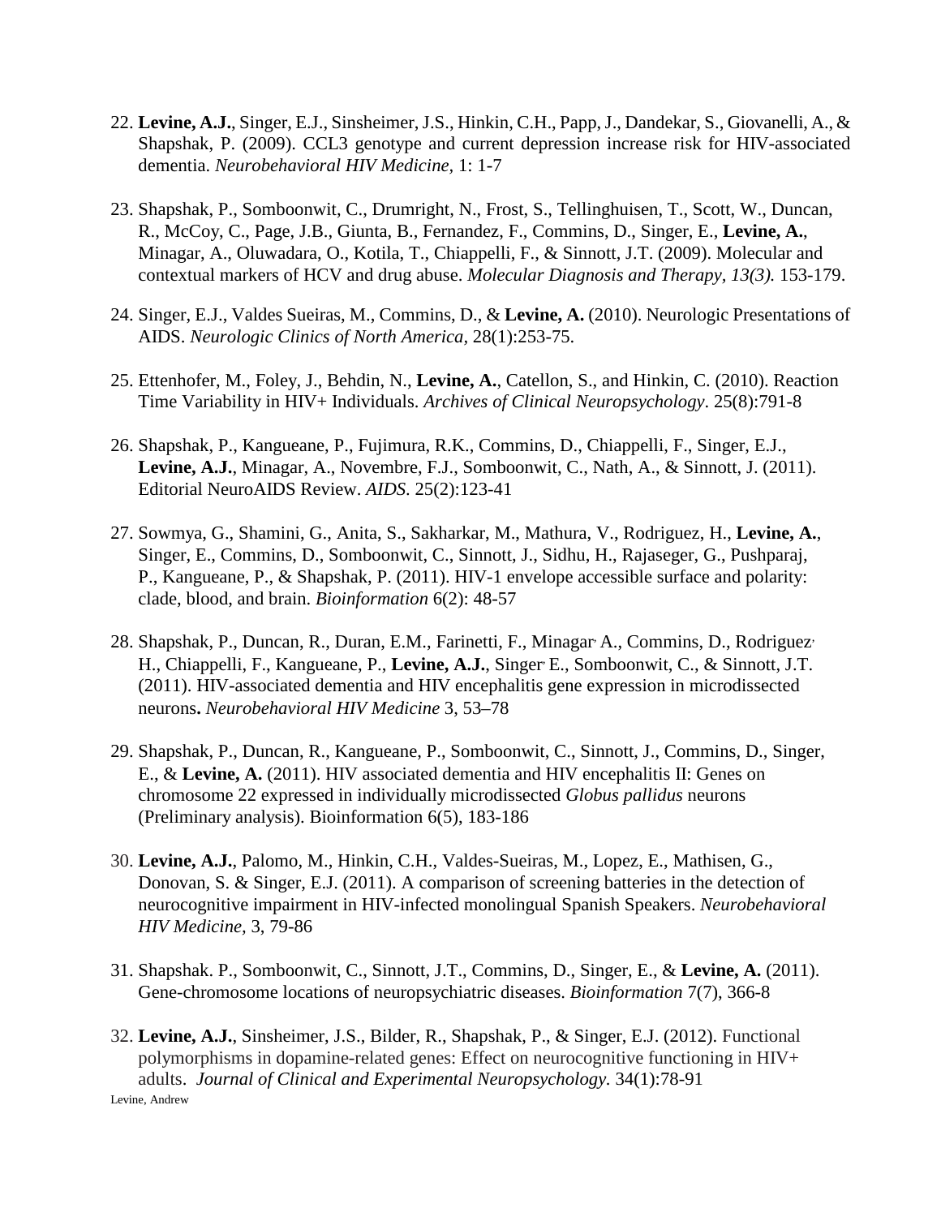22. **Levine, A.J.**, Singer, E.J., Sinsheimer, J.S., Hinkin, C.H., Papp, J., Dandekar, S., Giovanelli, A., & Shapshak, P. (2009). CCL3 genotype and current depression increase risk for HIV-associated dementia. *Neurobehavioral HIV Medicine*, 1: 1-7

23. Shapshak, P., Somboonwit, C., Drumright, N., Frost, S., Tellinghuisen, T., Scott, W., Duncan, R., McCoy, C., Page, J.B., Giunta, B., Fernandez, F., Commins, D., Singer, E., **Levine, A.**, Minagar, A., Oluwadara, O., Kotila, T., Chiappelli, F., & Sinnott, J.T. (2009). Molecular and contextual markers of HCV and drug abuse. *Molecular Diagnosis and Therapy, 13(3).* 153-179.

24. Singer, E.J., Valdes Sueiras, M., Commins, D., & **Levine, A.** (2010). Neurologic Presentations of AIDS. *Neurologic Clinics of North America*, 28(1):253-75.

25. Ettenhofer, M., Foley, J., Behdin, N., **Levine, A.**, Catellon, S., and Hinkin, C. (2010). Reaction Time Variability in HIV+ Individuals. *Archives of Clinical Neuropsychology*. 25(8):791-8

26. Shapshak, P., Kangueane, P., Fujimura, R.K., Commins, D., Chiappelli, F., Singer, E.J., **Levine, A.J.**, Minagar, A., Novembre, F.J., Somboonwit, C., Nath, A., & Sinnott, J. (2011). Editorial NeuroAIDS Review. *AIDS*. 25(2):123-41

27. Sowmya, G., Shamini, G., Anita, S., Sakharkar, M., Mathura, V., Rodriguez, H., **Levine, A.**, Singer, E., Commins, D., Somboonwit, C., Sinnott, J., Sidhu, H., Rajaseger, G., Pushparaj, P., Kangueane, P., & Shapshak, P. (2011). HIV-1 envelope accessible surface and polarity: clade, blood, and brain. *Bioinformation* 6(2): 48-57

28. Shapshak, P., Duncan, R., Duran, E.M., Farinetti, F., Minagar, A., Commins, D., Rodriguez, H., Chiappelli, F., Kangueane, P., **Levine, A.J.**, Singer, E., Somboonwit, C., & Sinnott, J.T. (2011). HIV-associated dementia and HIV encephalitis gene expression in microdissected neurons**.** *Neurobehavioral HIV Medicine* 3, 53–78

29. Shapshak, P., Duncan, R., Kangueane, P., Somboonwit, C., Sinnott, J., Commins, D., Singer, E., & **Levine, A.** (2011). HIV associated dementia and HIV encephalitis II: Genes on chromosome 22 expressed in individually microdissected *Globus pallidus* neurons (Preliminary analysis). Bioinformation 6(5), 183-186

30. **Levine, A.J.**, Palomo, M., Hinkin, C.H., Valdes-Sueiras, M., Lopez, E., Mathisen, G., Donovan, S. & Singer, E.J. (2011). A comparison of screening batteries in the detection of neurocognitive impairment in HIV-infected monolingual Spanish Speakers. *Neurobehavioral HIV Medicine*, 3, 79-86

31. Shapshak. P., Somboonwit, C., Sinnott, J.T., Commins, D., Singer, E., & **Levine, A.** (2011). Gene-chromosome locations of neuropsychiatric diseases. *Bioinformation* 7(7), 366-8

32. **Levine, A.J.**, Sinsheimer, J.S., Bilder, R., Shapshak, P., & Singer, E.J. (2012). Functional polymorphisms in dopamine-related genes: Effect on neurocognitive functioning in HIV+ adults. *Journal of Clinical and Experimental Neuropsychology.* 34(1):78-91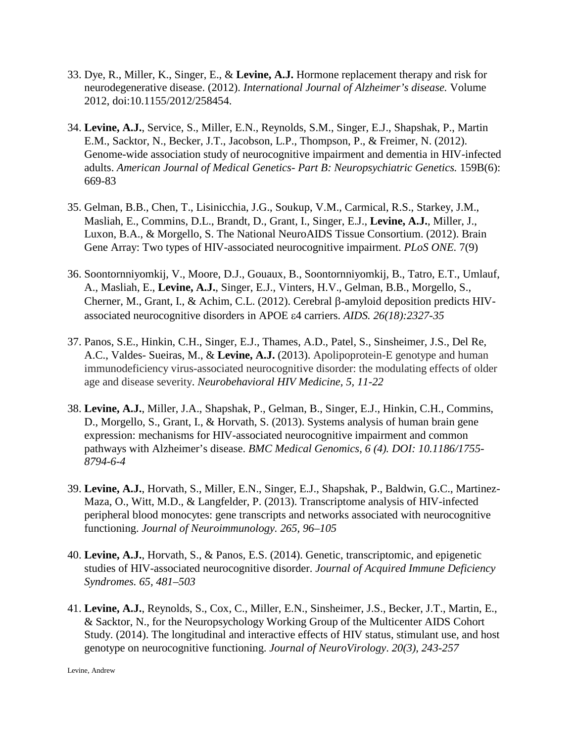33. Dye, R., Miller, K., Singer, E., & **Levine, A.J.** Hormone replacement therapy and risk for neurodegenerative disease. (2012). *International Journal of Alzheimer's disease.* Volume 2012, doi:10.1155/2012/258454.

34. **Levine, A.J.**, Service, S., Miller, E.N., Reynolds, S.M., Singer, E.J., Shapshak, P., Martin E.M., Sacktor, N., Becker, J.T., Jacobson, L.P., Thompson, P., & Freimer, N. (2012). Genome-wide association study of neurocognitive impairment and dementia in HIV-infected adults. *American Journal of Medical Genetics- Part B: Neuropsychiatric Genetics.* 159B(6): 669-83

35. Gelman, B.B., Chen, T., Lisinicchia, J.G., Soukup, V.M., Carmical, R.S., Starkey, J.M., Masliah, E., Commins, D.L., Brandt, D., Grant, I., Singer, E.J., **Levine, A.J.**, Miller, J., Luxon, B.A., & Morgello, S. The National NeuroAIDS Tissue Consortium. (2012). Brain Gene Array: Two types of HIV-associated neurocognitive impairment. *PLoS ONE.* 7(9)

36. Soontornniyomkij, V., Moore, D.J., Gouaux, B., Soontornniyomkij, B., Tatro, E.T., Umlauf, A., Masliah, E., **Levine, A.J.**, Singer, E.J., Vinters, H.V., Gelman, B.B., Morgello, S., Cherner, M., Grant, I., & Achim, C.L. (2012). Cerebral β-amyloid deposition predicts HIV-associated neurocognitive disorders in APOE ε4 carriers. *AIDS. 26(18):2327-35*

37. Panos, S.E., Hinkin, C.H., Singer, E.J., Thames, A.D., Patel, S., Sinsheimer, J.S., Del Re, A.C., Valdes- Sueiras, M., & **Levine, A.J.** (2013). Apolipoprotein-E genotype and human immunodeficiency virus-associated neurocognitive disorder: the modulating effects of older age and disease severity. *Neurobehavioral HIV Medicine, 5, 11-22*

38. **Levine, A.J.**, Miller, J.A., Shapshak, P., Gelman, B., Singer, E.J., Hinkin, C.H., Commins, D., Morgello, S., Grant, I., & Horvath, S. (2013). Systems analysis of human brain gene expression: mechanisms for HIV-associated neurocognitive impairment and common pathways with Alzheimer's disease. *BMC Medical Genomics, 6 (4). DOI: 10.1186/1755-8794-6-4*

39. **Levine, A.J.**, Horvath, S., Miller, E.N., Singer, E.J., Shapshak, P., Baldwin, G.C., Martinez-Maza, O., Witt, M.D., & Langfelder, P. (2013). Transcriptome analysis of HIV-infected peripheral blood monocytes: gene transcripts and networks associated with neurocognitive functioning. *Journal of Neuroimmunology. 265, 96–105*

40. **Levine, A.J.**, Horvath, S., & Panos, E.S. (2014). Genetic, transcriptomic, and epigenetic studies of HIV-associated neurocognitive disorder. *Journal of Acquired Immune Deficiency Syndromes. 65, 481–503*

41. **Levine, A.J.**, Reynolds, S., Cox, C., Miller, E.N., Sinsheimer, J.S., Becker, J.T., Martin, E., & Sacktor, N., for the Neuropsychology Working Group of the Multicenter AIDS Cohort Study. (2014). The longitudinal and interactive effects of HIV status, stimulant use, and host genotype on neurocognitive functioning. *Journal of NeuroVirology. 20(3), 243-257*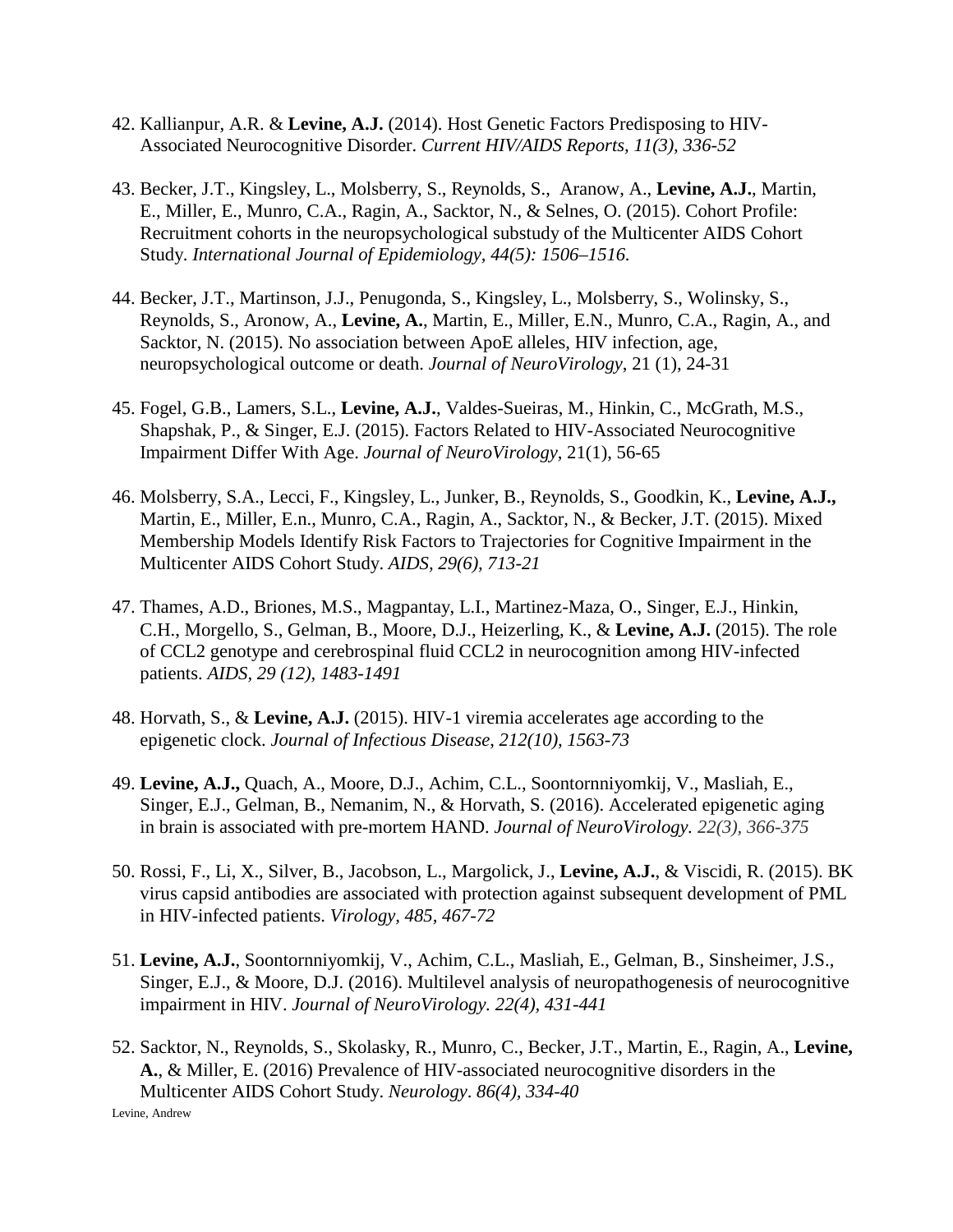42. Kallianpur, A.R. & **Levine, A.J.** (2014). Host Genetic Factors Predisposing to HIV-Associated Neurocognitive Disorder. *Current HIV/AIDS Reports, 11(3), 336-52*

43. Becker, J.T., Kingsley, L., Molsberry, S., Reynolds, S., Aranow, A., **Levine, A.J.**, Martin, E., Miller, E., Munro, C.A., Ragin, A., Sacktor, N., & Selnes, O. (2015). Cohort Profile: Recruitment cohorts in the neuropsychological substudy of the Multicenter AIDS Cohort Study. *International Journal of Epidemiology, 44(5): 1506–1516.*

44. Becker, J.T., Martinson, J.J., Penugonda, S., Kingsley, L., Molsberry, S., Wolinsky, S., Reynolds, S., Aronow, A., **Levine, A.**, Martin, E., Miller, E.N., Munro, C.A., Ragin, A., and Sacktor, N. (2015). No association between ApoE alleles, HIV infection, age, neuropsychological outcome or death. *Journal of NeuroVirology*, 21 (1), 24-31

45. Fogel, G.B., Lamers, S.L., **Levine, A.J.**, Valdes-Sueiras, M., Hinkin, C., McGrath, M.S., Shapshak, P., & Singer, E.J. (2015). Factors Related to HIV-Associated Neurocognitive Impairment Differ With Age. *Journal of NeuroVirology*, 21(1), 56-65

46. Molsberry, S.A., Lecci, F., Kingsley, L., Junker, B., Reynolds, S., Goodkin, K., **Levine, A.J.,** Martin, E., Miller, E.n., Munro, C.A., Ragin, A., Sacktor, N., & Becker, J.T. (2015). Mixed Membership Models Identify Risk Factors to Trajectories for Cognitive Impairment in the Multicenter AIDS Cohort Study. *AIDS, 29(6), 713-21*

47. Thames, A.D., Briones, M.S., Magpantay, L.I., Martinez-Maza, O., Singer, E.J., Hinkin, C.H., Morgello, S., Gelman, B., Moore, D.J., Heizerling, K., & **Levine, A.J.** (2015). The role of CCL2 genotype and cerebrospinal fluid CCL2 in neurocognition among HIV-infected patients. *AIDS, 29 (12), 1483-1491*

48. Horvath, S., & **Levine, A.J.** (2015). HIV-1 viremia accelerates age according to the epigenetic clock. *Journal of Infectious Disease, 212(10), 1563-73*

49. **Levine, A.J.,** Quach, A., Moore, D.J., Achim, C.L., Soontornniyomkij, V., Masliah, E., Singer, E.J., Gelman, B., Nemanim, N., & Horvath, S. (2016). Accelerated epigenetic aging in brain is associated with pre-mortem HAND. *Journal of NeuroVirology. 22(3), 366-375*

50. Rossi, F., Li, X., Silver, B., Jacobson, L., Margolick, J., **Levine, A.J.**, & Viscidi, R. (2015). BK virus capsid antibodies are associated with protection against subsequent development of PML in HIV-infected patients. *Virology, 485, 467-72*

51. **Levine, A.J.**, Soontornniyomkij, V., Achim, C.L., Masliah, E., Gelman, B., Sinsheimer, J.S., Singer, E.J., & Moore, D.J. (2016). Multilevel analysis of neuropathogenesis of neurocognitive impairment in HIV. *Journal of NeuroVirology. 22(4), 431-441*

52. Sacktor, N., Reynolds, S., Skolasky, R., Munro, C., Becker, J.T., Martin, E., Ragin, A., **Levine, A.**, & Miller, E. (2016) Prevalence of HIV-associated neurocognitive disorders in the Multicenter AIDS Cohort Study. *Neurology*. *86(4), 334-40*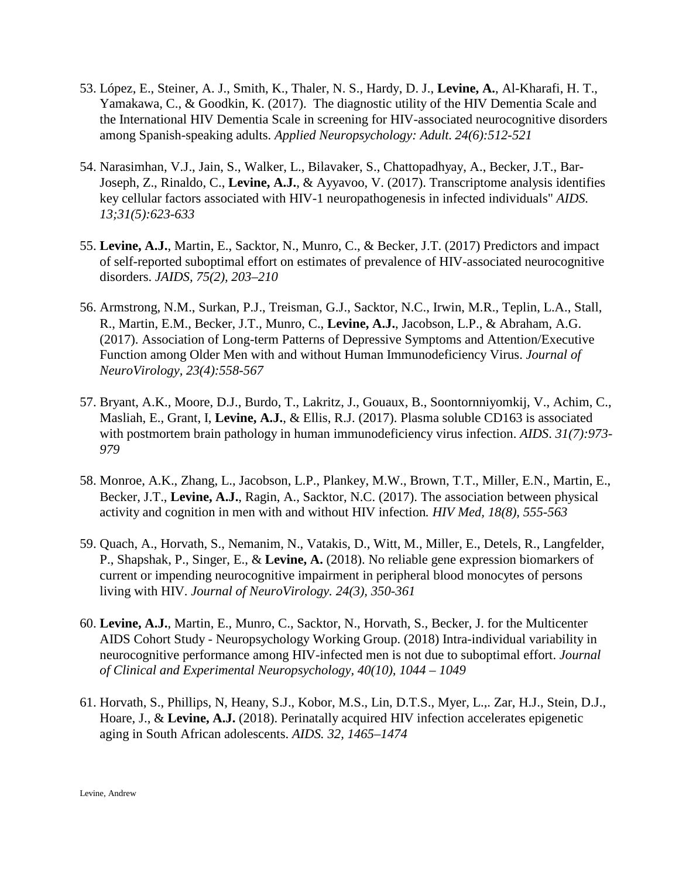53. López, E., Steiner, A. J., Smith, K., Thaler, N. S., Hardy, D. J., **Levine, A.**, Al-Kharafi, H. T., Yamakawa, C., & Goodkin, K. (2017). The diagnostic utility of the HIV Dementia Scale and the International HIV Dementia Scale in screening for HIV-associated neurocognitive disorders among Spanish-speaking adults. *Applied Neuropsychology: Adult. 24(6):512-521*

54. Narasimhan, V.J., Jain, S., Walker, L., Bilavaker, S., Chattopadhyay, A., Becker, J.T., Bar-Joseph, Z., Rinaldo, C., **Levine, A.J.**, & Ayyavoo, V. (2017). Transcriptome analysis identifies key cellular factors associated with HIV-1 neuropathogenesis in infected individuals" *AIDS. 13;31(5):623-633*

55. **Levine, A.J.**, Martin, E., Sacktor, N., Munro, C., & Becker, J.T. (2017) Predictors and impact of self-reported suboptimal effort on estimates of prevalence of HIV-associated neurocognitive disorders. *JAIDS, 75(2), 203–210*

56. Armstrong, N.M., Surkan, P.J., Treisman, G.J., Sacktor, N.C., Irwin, M.R., Teplin, L.A., Stall, R., Martin, E.M., Becker, J.T., Munro, C., **Levine, A.J.**, Jacobson, L.P., & Abraham, A.G. (2017). Association of Long-term Patterns of Depressive Symptoms and Attention/Executive Function among Older Men with and without Human Immunodeficiency Virus. *Journal of NeuroVirology, 23(4):558-567*

57. Bryant, A.K., Moore, D.J., Burdo, T., Lakritz, J., Gouaux, B., Soontornniyomkij, V., Achim, C., Masliah, E., Grant, I, **Levine, A.J.**, & Ellis, R.J. (2017). Plasma soluble CD163 is associated with postmortem brain pathology in human immunodeficiency virus infection. *AIDS. 31(7):973-979*

58. Monroe, A.K., Zhang, L., Jacobson, L.P., Plankey, M.W., Brown, T.T., Miller, E.N., Martin, E., Becker, J.T., **Levine, A.J.**, Ragin, A., Sacktor, N.C. (2017). The association between physical activity and cognition in men with and without HIV infection*. HIV Med, 18(8), 555-563*

59. Quach, A., Horvath, S., Nemanim, N., Vatakis, D., Witt, M., Miller, E., Detels, R., Langfelder, P., Shapshak, P., Singer, E., & **Levine, A.** (2018). No reliable gene expression biomarkers of current or impending neurocognitive impairment in peripheral blood monocytes of persons living with HIV. *Journal of NeuroVirology. 24(3), 350-361*

60. **Levine, A.J.**, Martin, E., Munro, C., Sacktor, N., Horvath, S., Becker, J. for the Multicenter AIDS Cohort Study - Neuropsychology Working Group. (2018) Intra-individual variability in neurocognitive performance among HIV-infected men is not due to suboptimal effort. *Journal of Clinical and Experimental Neuropsychology, 40(10), 1044 – 1049*

61. Horvath, S., Phillips, N, Heany, S.J., Kobor, M.S., Lin, D.T.S., Myer, L.,. Zar, H.J., Stein, D.J., Hoare, J., & **Levine, A.J.** (2018). Perinatally acquired HIV infection accelerates epigenetic aging in South African adolescents. *AIDS. 32, 1465–1474*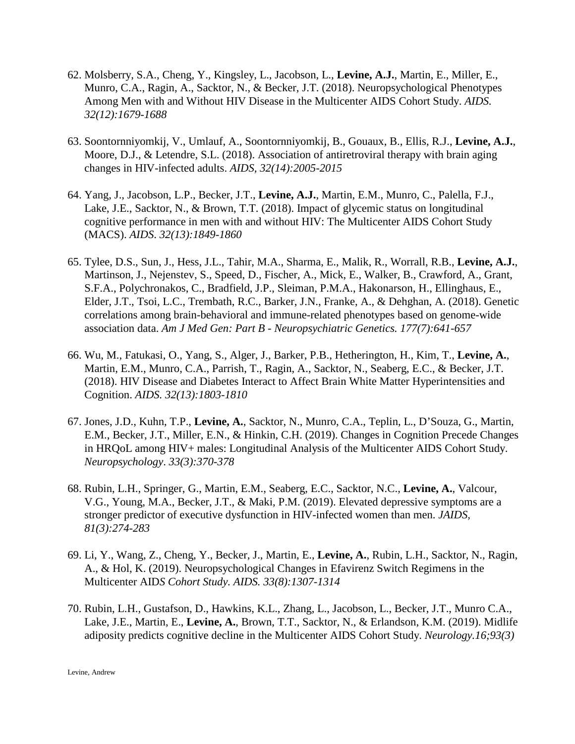62. Molsberry, S.A., Cheng, Y., Kingsley, L., Jacobson, L., **Levine, A.J.**, Martin, E., Miller, E., Munro, C.A., Ragin, A., Sacktor, N., & Becker, J.T. (2018). Neuropsychological Phenotypes Among Men with and Without HIV Disease in the Multicenter AIDS Cohort Study. *AIDS. 32(12):1679-1688*

63. Soontornniyomkij, V., Umlauf, A., Soontornniyomkij, B., Gouaux, B., Ellis, R.J., **Levine, A.J.**, Moore, D.J., & Letendre, S.L. (2018). Association of antiretroviral therapy with brain aging changes in HIV-infected adults. *AIDS, 32(14):2005-2015*

64. Yang, J., Jacobson, L.P., Becker, J.T., **Levine, A.J.**, Martin, E.M., Munro, C., Palella, F.J., Lake, J.E., Sacktor, N., & Brown, T.T. (2018). Impact of glycemic status on longitudinal cognitive performance in men with and without HIV: The Multicenter AIDS Cohort Study (MACS). *AIDS. 32(13):1849-1860*

65. Tylee, D.S., Sun, J., Hess, J.L., Tahir, M.A., Sharma, E., Malik, R., Worrall, R.B., **Levine, A.J.**, Martinson, J., Nejenstev, S., Speed, D., Fischer, A., Mick, E., Walker, B., Crawford, A., Grant, S.F.A., Polychronakos, C., Bradfield, J.P., Sleiman, P.M.A., Hakonarson, H., Ellinghaus, E., Elder, J.T., Tsoi, L.C., Trembath, R.C., Barker, J.N., Franke, A., & Dehghan, A. (2018). Genetic correlations among brain-behavioral and immune-related phenotypes based on genome-wide association data. *Am J Med Gen: Part B - Neuropsychiatric Genetics. 177(7):641-657*

66. Wu, M., Fatukasi, O., Yang, S., Alger, J., Barker, P.B., Hetherington, H., Kim, T., **Levine, A.**, Martin, E.M., Munro, C.A., Parrish, T., Ragin, A., Sacktor, N., Seaberg, E.C., & Becker, J.T. (2018). HIV Disease and Diabetes Interact to Affect Brain White Matter Hyperintensities and Cognition. *AIDS. 32(13):1803-1810*

67. Jones, J.D., Kuhn, T.P., **Levine, A.**, Sacktor, N., Munro, C.A., Teplin, L., D'Souza, G., Martin, E.M., Becker, J.T., Miller, E.N., & Hinkin, C.H. (2019). Changes in Cognition Precede Changes in HRQoL among HIV+ males: Longitudinal Analysis of the Multicenter AIDS Cohort Study. *Neuropsychology*. *33(3):370-378*

68. Rubin, L.H., Springer, G., Martin, E.M., Seaberg, E.C., Sacktor, N.C., **Levine, A.**, Valcour, V.G., Young, M.A., Becker, J.T., & Maki, P.M. (2019). Elevated depressive symptoms are a stronger predictor of executive dysfunction in HIV-infected women than men. *JAIDS, 81(3):274-283*

69. Li, Y., Wang, Z., Cheng, Y., Becker, J., Martin, E., **Levine, A.**, Rubin, L.H., Sacktor, N., Ragin, A., & Hol, K. (2019). Neuropsychological Changes in Efavirenz Switch Regimens in the Multicenter AID*S Cohort Study. AIDS. 33(8):1307-1314*

70. Rubin, L.H., Gustafson, D., Hawkins, K.L., Zhang, L., Jacobson, L., Becker, J.T., Munro C.A., Lake, J.E., Martin, E., **Levine, A.**, Brown, T.T., Sacktor, N., & Erlandson, K.M. (2019). Midlife adiposity predicts cognitive decline in the Multicenter AIDS Cohort Study. *Neurology.16;93(3)*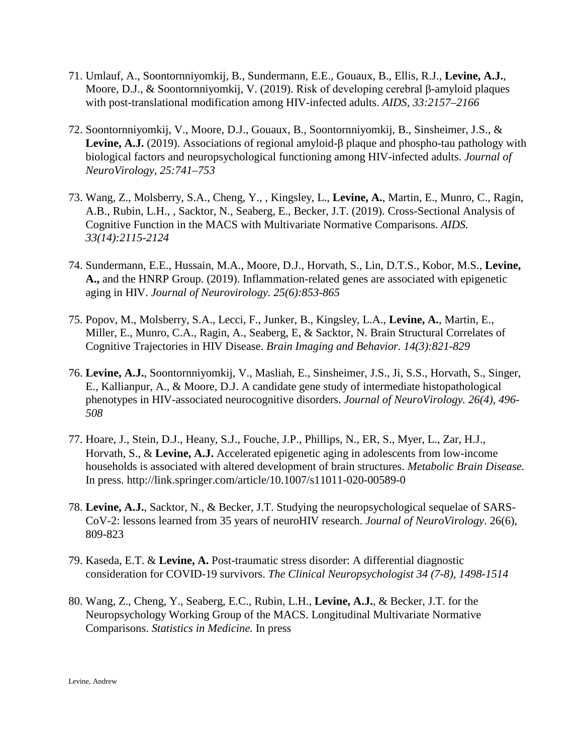71. Umlauf, A., Soontornniyomkij, B., Sundermann, E.E., Gouaux, B., Ellis, R.J., **Levine, A.J.**, Moore, D.J., & Soontornniyomkij, V. (2019). Risk of developing cerebral β-amyloid plaques with post-translational modification among HIV-infected adults. *AIDS, 33:2157–2166*

72. Soontornniyomkij, V., Moore, D.J., Gouaux, B., Soontornniyomkij, B., Sinsheimer, J.S., & **Levine, A.J.** (2019). Associations of regional amyloid-β plaque and phospho-tau pathology with biological factors and neuropsychological functioning among HIV-infected adults. *Journal of NeuroVirology, 25:741–753*

73. Wang, Z., Molsberry, S.A., Cheng, Y., , Kingsley, L., **Levine, A.**, Martin, E., Munro, C., Ragin, A.B., Rubin, L.H., , Sacktor, N., Seaberg, E., Becker, J.T. (2019). Cross-Sectional Analysis of Cognitive Function in the MACS with Multivariate Normative Comparisons. *AIDS. 33(14):2115-2124*

74. Sundermann, E.E., Hussain, M.A., Moore, D.J., Horvath, S., Lin, D.T.S., Kobor, M.S., **Levine, A.,** and the HNRP Group. (2019). Inflammation-related genes are associated with epigenetic aging in HIV. *Journal of Neurovirology. 25(6):853-865*

75. Popov, M., Molsberry, S.A., Lecci, F., Junker, B., Kingsley, L.A., **Levine, A.**, Martin, E., Miller, E., Munro, C.A., Ragin, A., Seaberg, E, & Sacktor, N. Brain Structural Correlates of Cognitive Trajectories in HIV Disease. *Brain Imaging and Behavior. 14(3):821-829*

76. **Levine, A.J.**, Soontornniyomkij, V., Masliah, E., Sinsheimer, J.S., Ji, S.S., Horvath, S., Singer, E., Kallianpur, A., & Moore, D.J. A candidate gene study of intermediate histopathological phenotypes in HIV-associated neurocognitive disorders. *Journal of NeuroVirology. 26(4), 496-508*

77. Hoare, J., Stein, D.J., Heany, S.J., Fouche, J.P., Phillips, N., ER, S., Myer, L., Zar, H.J., Horvath, S., & **Levine, A.J.** Accelerated epigenetic aging in adolescents from low-income households is associated with altered development of brain structures. *Metabolic Brain Disease.* In press. http://link.springer.com/article/10.1007/s11011-020-00589-0

78. **Levine, A.J.**, Sacktor, N., & Becker, J.T. Studying the neuropsychological sequelae of SARS-CoV-2: lessons learned from 35 years of neuroHIV research. *Journal of NeuroVirology*. 26(6), 809-823

79. Kaseda, E.T. & **Levine, A.** Post-traumatic stress disorder: A differential diagnostic consideration for COVID-19 survivors. *The Clinical Neuropsychologist 34 (7-8), 1498-1514*

80. Wang, Z., Cheng, Y., Seaberg, E.C., Rubin, L.H., **Levine, A.J.**, & Becker, J.T. for the Neuropsychology Working Group of the MACS. Longitudinal Multivariate Normative Comparisons. *Statistics in Medicine.* In press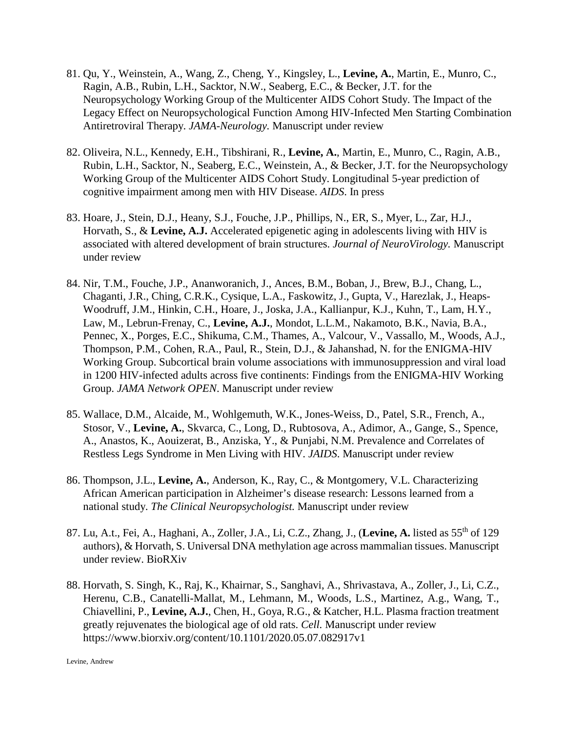81. Qu, Y., Weinstein, A., Wang, Z., Cheng, Y., Kingsley, L., **Levine, A.**, Martin, E., Munro, C., Ragin, A.B., Rubin, L.H., Sacktor, N.W., Seaberg, E.C., & Becker, J.T. for the Neuropsychology Working Group of the Multicenter AIDS Cohort Study. The Impact of the Legacy Effect on Neuropsychological Function Among HIV-Infected Men Starting Combination Antiretroviral Therapy. *JAMA-Neurology.* Manuscript under review

82. Oliveira, N.L., Kennedy, E.H., Tibshirani, R., **Levine, A.**, Martin, E., Munro, C., Ragin, A.B., Rubin, L.H., Sacktor, N., Seaberg, E.C., Weinstein, A., & Becker, J.T. for the Neuropsychology Working Group of the Multicenter AIDS Cohort Study. Longitudinal 5-year prediction of cognitive impairment among men with HIV Disease. *AIDS*. In press

83. Hoare, J., Stein, D.J., Heany, S.J., Fouche, J.P., Phillips, N., ER, S., Myer, L., Zar, H.J., Horvath, S., & **Levine, A.J.** Accelerated epigenetic aging in adolescents living with HIV is associated with altered development of brain structures. *Journal of NeuroVirology.* Manuscript under review

84. Nir, T.M., Fouche, J.P., Ananworanich, J., Ances, B.M., Boban, J., Brew, B.J., Chang, L., Chaganti, J.R., Ching, C.R.K., Cysique, L.A., Faskowitz, J., Gupta, V., Harezlak, J., Heaps-Woodruff, J.M., Hinkin, C.H., Hoare, J., Joska, J.A., Kallianpur, K.J., Kuhn, T., Lam, H.Y., Law, M., Lebrun-Frenay, C., **Levine, A.J.**, Mondot, L.L.M., Nakamoto, B.K., Navia, B.A., Pennec, X., Porges, E.C., Shikuma, C.M., Thames, A., Valcour, V., Vassallo, M., Woods, A.J., Thompson, P.M., Cohen, R.A., Paul, R., Stein, D.J., & Jahanshad, N. for the ENIGMA-HIV Working Group. Subcortical brain volume associations with immunosuppression and viral load in 1200 HIV-infected adults across five continents: Findings from the ENIGMA-HIV Working Group. *JAMA Network OPEN*. Manuscript under review

85. Wallace, D.M., Alcaide, M., Wohlgemuth, W.K., Jones-Weiss, D., Patel, S.R., French, A., Stosor, V., **Levine, A.**, Skvarca, C., Long, D., Rubtosova, A., Adimor, A., Gange, S., Spence, A., Anastos, K., Aouizerat, B., Anziska, Y., & Punjabi, N.M. Prevalence and Correlates of Restless Legs Syndrome in Men Living with HIV. *JAIDS.* Manuscript under review

86. Thompson, J.L., **Levine, A.**, Anderson, K., Ray, C., & Montgomery, V.L. Characterizing African American participation in Alzheimer's disease research: Lessons learned from a national study. *The Clinical Neuropsychologist.* Manuscript under review

87. Lu, A.t., Fei, A., Haghani, A., Zoller, J.A., Li, C.Z., Zhang, J., (**Levine, A.** listed as 55th of 129 authors), & Horvath, S. Universal DNA methylation age across mammalian tissues. Manuscript under review. BioRXiv

88. Horvath, S. Singh, K., Raj, K., Khairnar, S., Sanghavi, A., Shrivastava, A., Zoller, J., Li, C.Z., Herenu, C.B., Canatelli-Mallat, M., Lehmann, M., Woods, L.S., Martinez, A.g., Wang, T., Chiavellini, P., **Levine, A.J.**, Chen, H., Goya, R.G., & Katcher, H.L. Plasma fraction treatment greatly rejuvenates the biological age of old rats. *Cell.* Manuscript under review https://www.biorxiv.org/content/10.1101/2020.05.07.082917v1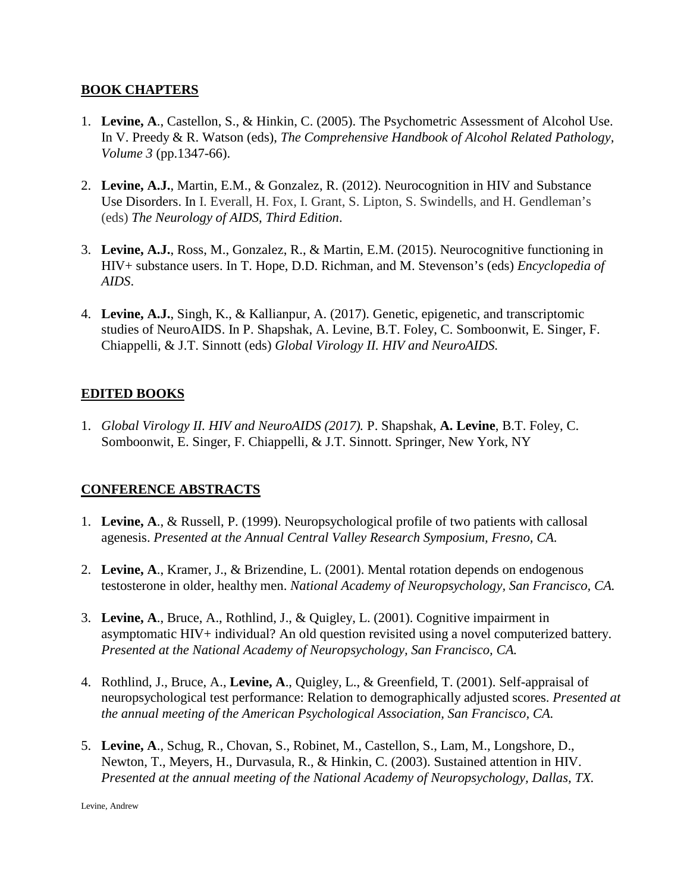## BOOK CHAPTERS

1. **Levine, A**., Castellon, S., & Hinkin, C. (2005). The Psychometric Assessment of Alcohol Use. In V. Preedy & R. Watson (eds), *The Comprehensive Handbook of Alcohol Related Pathology, Volume 3* (pp.1347-66).

2. **Levine, A.J.**, Martin, E.M., & Gonzalez, R. (2012). Neurocognition in HIV and Substance Use Disorders. In I. Everall, H. Fox, I. Grant, S. Lipton, S. Swindells, and H. Gendleman's (eds) *The Neurology of AIDS, Third Edition*.

3. **Levine, A.J.**, Ross, M., Gonzalez, R., & Martin, E.M. (2015). Neurocognitive functioning in HIV+ substance users. In T. Hope, D.D. Richman, and M. Stevenson's (eds) *Encyclopedia of AIDS*.

4. **Levine, A.J.**, Singh, K., & Kallianpur, A. (2017). Genetic, epigenetic, and transcriptomic studies of NeuroAIDS. In P. Shapshak, A. Levine, B.T. Foley, C. Somboonwit, E. Singer, F. Chiappelli, & J.T. Sinnott (eds) *Global Virology II. HIV and NeuroAIDS.*

## EDITED BOOKS

1. *Global Virology II. HIV and NeuroAIDS (2017).* P. Shapshak, **A. Levine**, B.T. Foley, C. Somboonwit, E. Singer, F. Chiappelli, & J.T. Sinnott. Springer, New York, NY

## CONFERENCE ABSTRACTS

1. **Levine, A**., & Russell, P. (1999). Neuropsychological profile of two patients with callosal agenesis. *Presented at the Annual Central Valley Research Symposium, Fresno, CA.*

2. **Levine, A**., Kramer, J., & Brizendine, L. (2001). Mental rotation depends on endogenous testosterone in older, healthy men. *National Academy of Neuropsychology, San Francisco, CA.*

3. **Levine, A**., Bruce, A., Rothlind, J., & Quigley, L. (2001). Cognitive impairment in asymptomatic HIV+ individual? An old question revisited using a novel computerized battery. *Presented at the National Academy of Neuropsychology, San Francisco, CA.*

4. Rothlind, J., Bruce, A., **Levine, A**., Quigley, L., & Greenfield, T. (2001). Self-appraisal of neuropsychological test performance: Relation to demographically adjusted scores. *Presented at the annual meeting of the American Psychological Association, San Francisco, CA.*

5. **Levine, A**., Schug, R., Chovan, S., Robinet, M., Castellon, S., Lam, M., Longshore, D., Newton, T., Meyers, H., Durvasula, R., & Hinkin, C. (2003). Sustained attention in HIV. *Presented at the annual meeting of the National Academy of Neuropsychology, Dallas, TX.*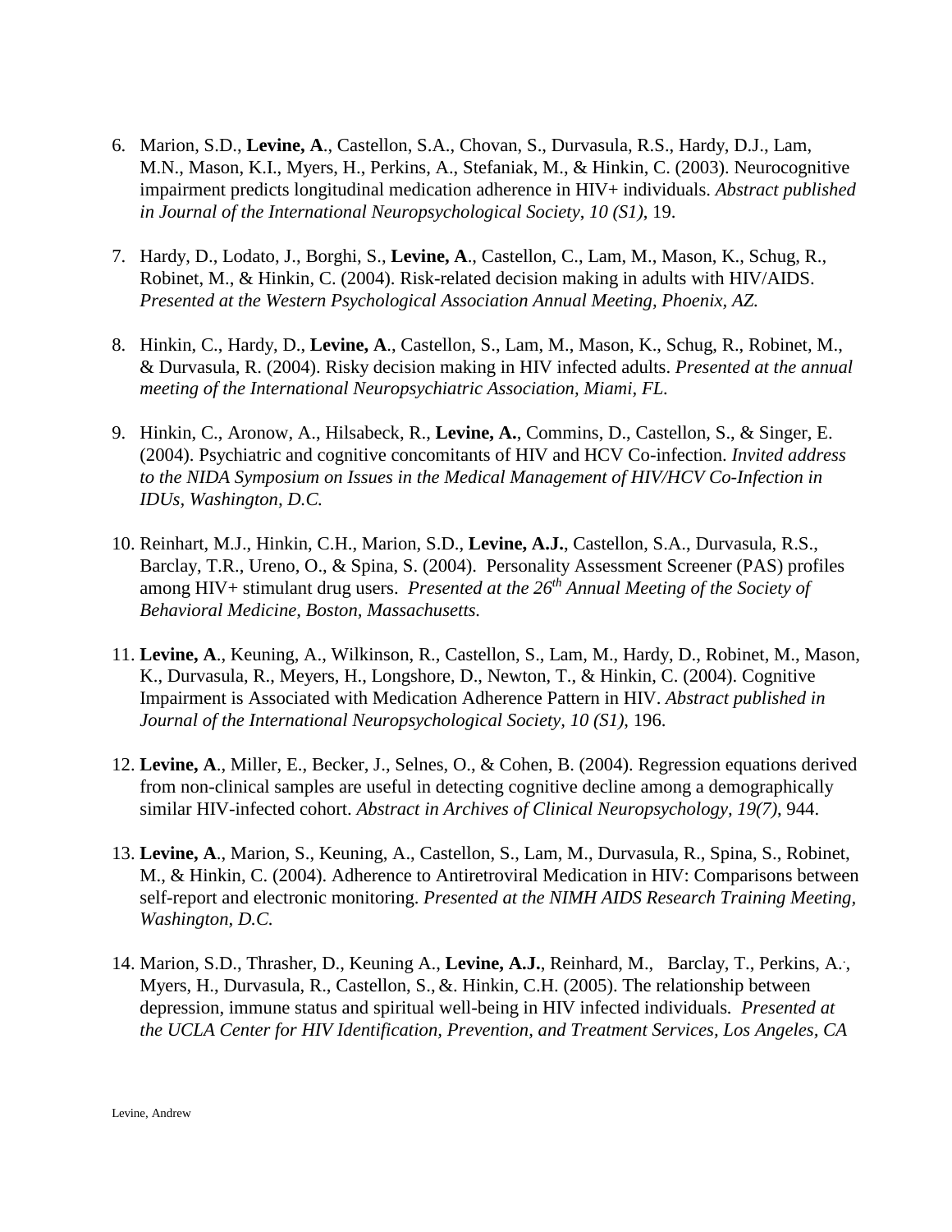6. Marion, S.D., **Levine, A**., Castellon, S.A., Chovan, S., Durvasula, R.S., Hardy, D.J., Lam, M.N., Mason, K.I., Myers, H., Perkins, A., Stefaniak, M., & Hinkin, C. (2003). Neurocognitive impairment predicts longitudinal medication adherence in HIV+ individuals. *Abstract published in Journal of the International Neuropsychological Society, 10 (S1)*, 19.

7. Hardy, D., Lodato, J., Borghi, S., **Levine, A**., Castellon, C., Lam, M., Mason, K., Schug, R., Robinet, M., & Hinkin, C. (2004). Risk-related decision making in adults with HIV/AIDS. *Presented at the Western Psychological Association Annual Meeting, Phoenix, AZ.*

8. Hinkin, C., Hardy, D., **Levine, A**., Castellon, S., Lam, M., Mason, K., Schug, R., Robinet, M., & Durvasula, R. (2004). Risky decision making in HIV infected adults. *Presented at the annual meeting of the International Neuropsychiatric Association, Miami, FL.*

9. Hinkin, C., Aronow, A., Hilsabeck, R., **Levine, A.**, Commins, D., Castellon, S., & Singer, E. (2004). Psychiatric and cognitive concomitants of HIV and HCV Co-infection. *Invited address to the NIDA Symposium on Issues in the Medical Management of HIV/HCV Co-Infection in IDUs, Washington, D.C.*

10. Reinhart, M.J., Hinkin, C.H., Marion, S.D., **Levine, A.J.**, Castellon, S.A., Durvasula, R.S., Barclay, T.R., Ureno, O., & Spina, S. (2004). Personality Assessment Screener (PAS) profiles among HIV+ stimulant drug users. *Presented at the 26th Annual Meeting of the Society of Behavioral Medicine, Boston, Massachusetts.*

11. **Levine, A**., Keuning, A., Wilkinson, R., Castellon, S., Lam, M., Hardy, D., Robinet, M., Mason, K., Durvasula, R., Meyers, H., Longshore, D., Newton, T., & Hinkin, C. (2004). Cognitive Impairment is Associated with Medication Adherence Pattern in HIV. *Abstract published in Journal of the International Neuropsychological Society, 10 (S1)*, 196.

12. **Levine, A**., Miller, E., Becker, J., Selnes, O., & Cohen, B. (2004). Regression equations derived from non-clinical samples are useful in detecting cognitive decline among a demographically similar HIV-infected cohort. *Abstract in Archives of Clinical Neuropsychology, 19(7)*, 944.

13. **Levine, A**., Marion, S., Keuning, A., Castellon, S., Lam, M., Durvasula, R., Spina, S., Robinet, M., & Hinkin, C. (2004). Adherence to Antiretroviral Medication in HIV: Comparisons between self-report and electronic monitoring. *Presented at the NIMH AIDS Research Training Meeting, Washington, D.C.*

14. Marion, S.D., Thrasher, D., Keuning A., **Levine, A.J.**, Reinhard, M., Barclay, T., Perkins, A., Myers, H., Durvasula, R., Castellon, S., &. Hinkin, C.H. (2005). The relationship between depression, immune status and spiritual well-being in HIV infected individuals. *Presented at the UCLA Center for HIV Identification, Prevention, and Treatment Services, Los Angeles, CA*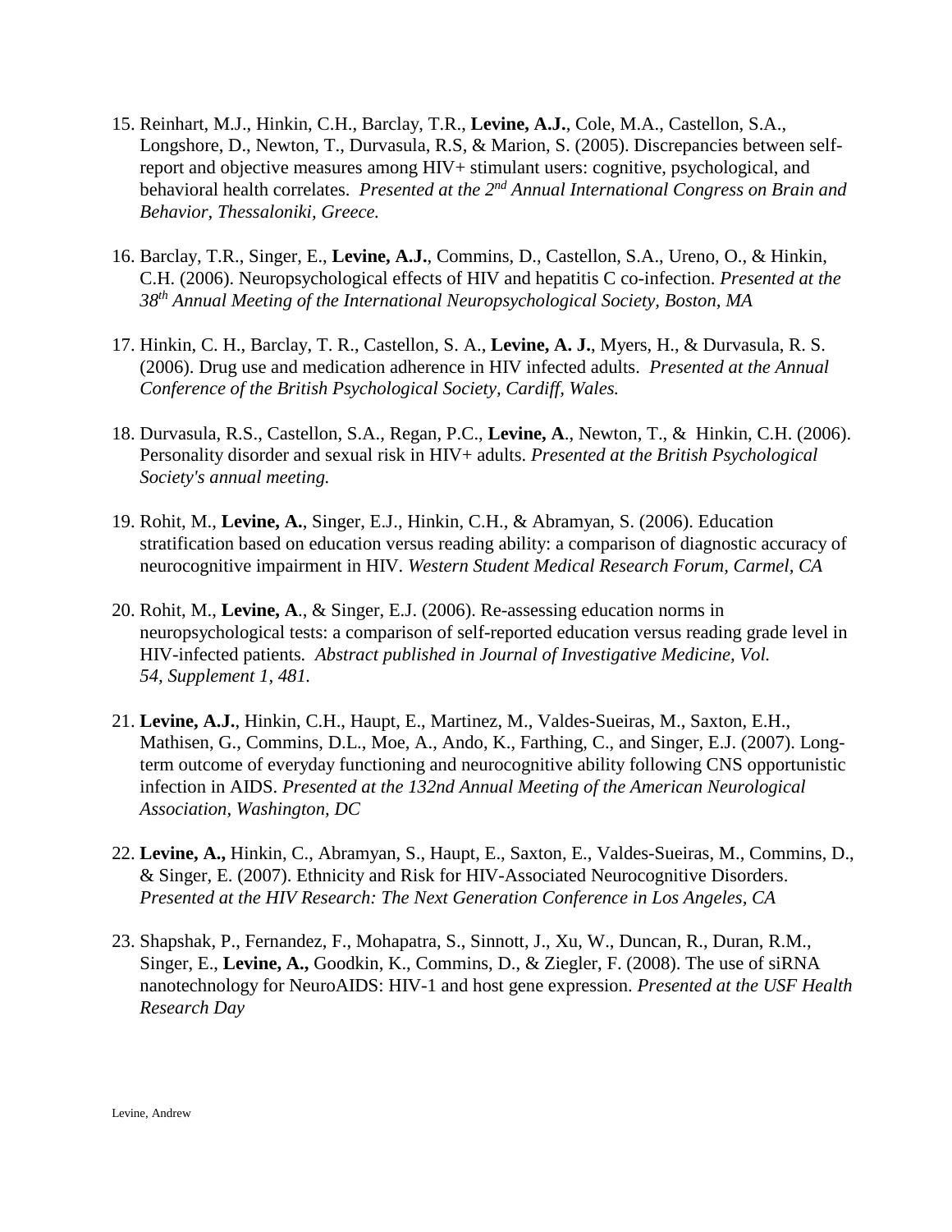15. Reinhart, M.J., Hinkin, C.H., Barclay, T.R., **Levine, A.J.**, Cole, M.A., Castellon, S.A., Longshore, D., Newton, T., Durvasula, R.S, & Marion, S. (2005). Discrepancies between self-report and objective measures among HIV+ stimulant users: cognitive, psychological, and behavioral health correlates. *Presented at the 2nd Annual International Congress on Brain and Behavior, Thessaloniki, Greece.*

16. Barclay, T.R., Singer, E., **Levine, A.J.**, Commins, D., Castellon, S.A., Ureno, O., & Hinkin, C.H. (2006). Neuropsychological effects of HIV and hepatitis C co-infection. *Presented at the 38th Annual Meeting of the International Neuropsychological Society, Boston, MA*

17. Hinkin, C. H., Barclay, T. R., Castellon, S. A., **Levine, A. J.**, Myers, H., & Durvasula, R. S. (2006). Drug use and medication adherence in HIV infected adults. *Presented at the Annual Conference of the British Psychological Society, Cardiff, Wales.*

18. Durvasula, R.S., Castellon, S.A., Regan, P.C., **Levine, A**., Newton, T., & Hinkin, C.H. (2006). Personality disorder and sexual risk in HIV+ adults. *Presented at the British Psychological Society's annual meeting.*

19. Rohit, M., **Levine, A.**, Singer, E.J., Hinkin, C.H., & Abramyan, S. (2006). Education stratification based on education versus reading ability: a comparison of diagnostic accuracy of neurocognitive impairment in HIV. *Western Student Medical Research Forum, Carmel, CA*

20. Rohit, M., **Levine, A**., & Singer, E.J. (2006). Re-assessing education norms in neuropsychological tests: a comparison of self-reported education versus reading grade level in HIV-infected patients. *Abstract published in Journal of Investigative Medicine, Vol. 54, Supplement 1, 481.*

21. **Levine, A.J.**, Hinkin, C.H., Haupt, E., Martinez, M., Valdes-Sueiras, M., Saxton, E.H., Mathisen, G., Commins, D.L., Moe, A., Ando, K., Farthing, C., and Singer, E.J. (2007). Long-term outcome of everyday functioning and neurocognitive ability following CNS opportunistic infection in AIDS. *Presented at the 132nd Annual Meeting of the American Neurological Association, Washington, DC*

22. **Levine, A.,** Hinkin, C., Abramyan, S., Haupt, E., Saxton, E., Valdes-Sueiras, M., Commins, D., & Singer, E. (2007). Ethnicity and Risk for HIV-Associated Neurocognitive Disorders. *Presented at the HIV Research: The Next Generation Conference in Los Angeles, CA*

23. Shapshak, P., Fernandez, F., Mohapatra, S., Sinnott, J., Xu, W., Duncan, R., Duran, R.M., Singer, E., **Levine, A.,** Goodkin, K., Commins, D., & Ziegler, F. (2008). The use of siRNA nanotechnology for NeuroAIDS: HIV-1 and host gene expression. *Presented at the USF Health Research Day*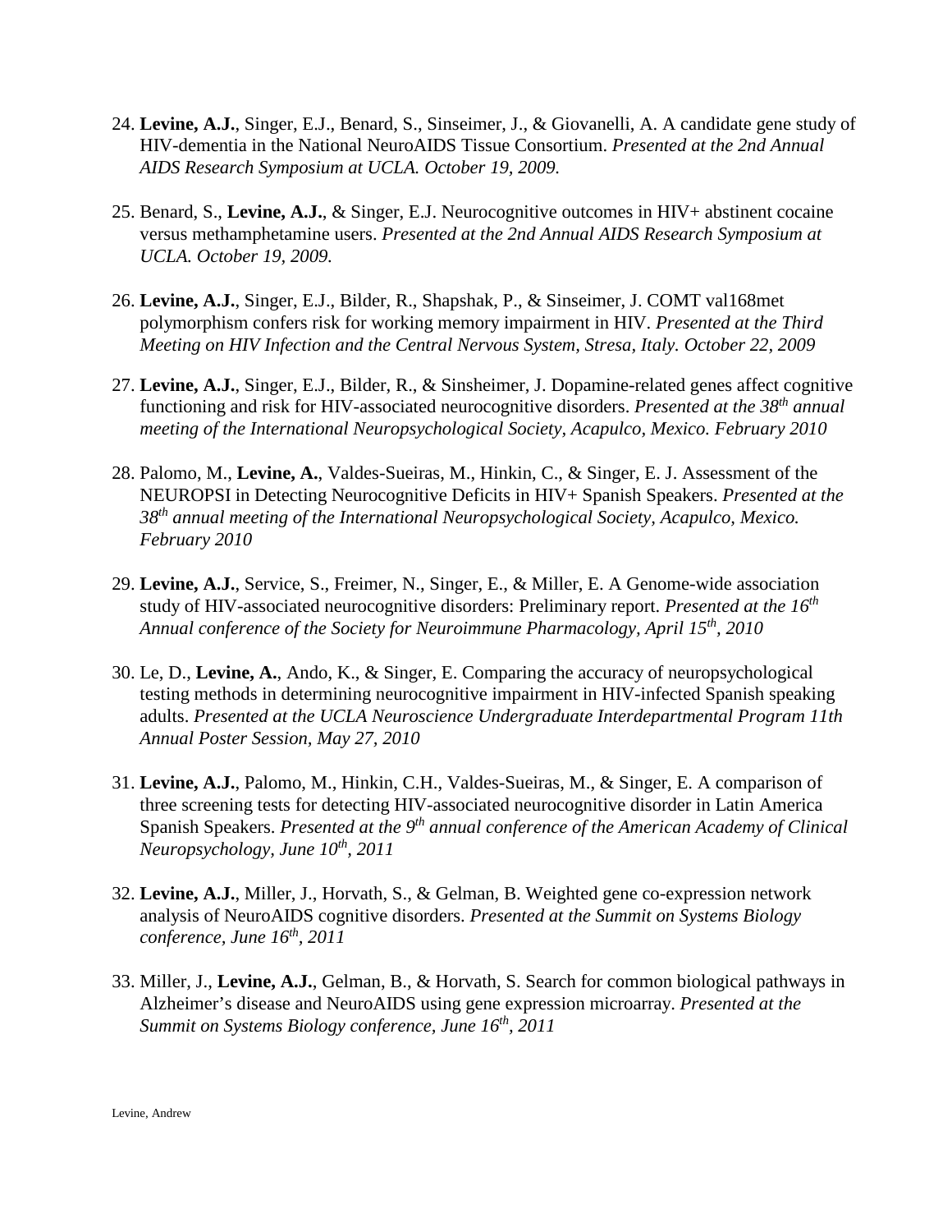24. **Levine, A.J.**, Singer, E.J., Benard, S., Sinseimer, J., & Giovanelli, A. A candidate gene study of HIV-dementia in the National NeuroAIDS Tissue Consortium. *Presented at the 2nd Annual AIDS Research Symposium at UCLA. October 19, 2009.*

25. Benard, S., **Levine, A.J.**, & Singer, E.J. Neurocognitive outcomes in HIV+ abstinent cocaine versus methamphetamine users. *Presented at the 2nd Annual AIDS Research Symposium at UCLA. October 19, 2009.*

26. **Levine, A.J.**, Singer, E.J., Bilder, R., Shapshak, P., & Sinseimer, J. COMT val168met polymorphism confers risk for working memory impairment in HIV. *Presented at the Third Meeting on HIV Infection and the Central Nervous System, Stresa, Italy. October 22, 2009*

27. **Levine, A.J.**, Singer, E.J., Bilder, R., & Sinsheimer, J. Dopamine-related genes affect cognitive functioning and risk for HIV-associated neurocognitive disorders. *Presented at the 38th annual meeting of the International Neuropsychological Society, Acapulco, Mexico. February 2010*

28. Palomo, M., **Levine, A.**, Valdes-Sueiras, M., Hinkin, C., & Singer, E. J. Assessment of the NEUROPSI in Detecting Neurocognitive Deficits in HIV+ Spanish Speakers. *Presented at the 38th annual meeting of the International Neuropsychological Society, Acapulco, Mexico. February 2010*

29. **Levine, A.J.**, Service, S., Freimer, N., Singer, E., & Miller, E. A Genome-wide association study of HIV-associated neurocognitive disorders: Preliminary report. *Presented at the 16th Annual conference of the Society for Neuroimmune Pharmacology, April 15th, 2010*

30. Le, D., **Levine, A.**, Ando, K., & Singer, E. Comparing the accuracy of neuropsychological testing methods in determining neurocognitive impairment in HIV-infected Spanish speaking adults. *Presented at the UCLA Neuroscience Undergraduate Interdepartmental Program 11th Annual Poster Session, May 27, 2010*

31. **Levine, A.J.**, Palomo, M., Hinkin, C.H., Valdes-Sueiras, M., & Singer, E. A comparison of three screening tests for detecting HIV-associated neurocognitive disorder in Latin America Spanish Speakers. *Presented at the 9th annual conference of the American Academy of Clinical Neuropsychology, June 10th, 2011*

32. **Levine, A.J.**, Miller, J., Horvath, S., & Gelman, B. Weighted gene co-expression network analysis of NeuroAIDS cognitive disorders. *Presented at the Summit on Systems Biology conference, June 16th, 2011*

33. Miller, J., **Levine, A.J.**, Gelman, B., & Horvath, S. Search for common biological pathways in Alzheimer's disease and NeuroAIDS using gene expression microarray. *Presented at the Summit on Systems Biology conference, June 16th, 2011*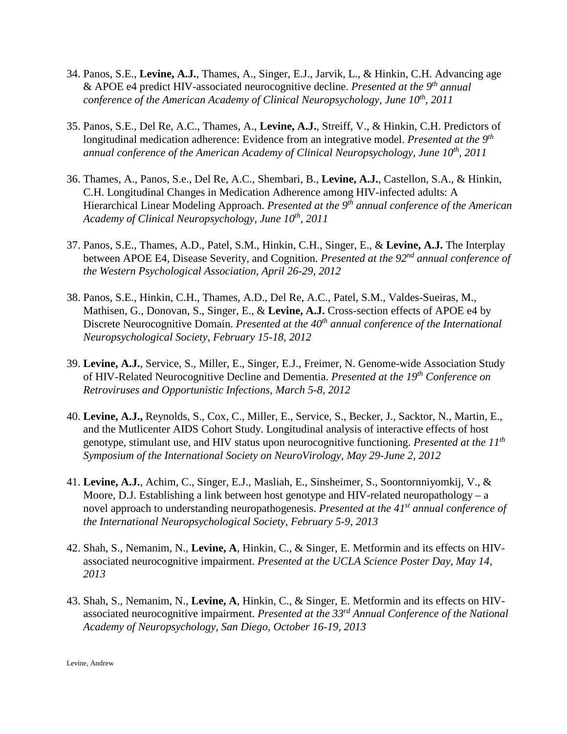34. Panos, S.E., **Levine, A.J.**, Thames, A., Singer, E.J., Jarvik, L., & Hinkin, C.H. Advancing age & APOE e4 predict HIV-associated neurocognitive decline. *Presented at the 9th annual conference of the American Academy of Clinical Neuropsychology, June 10th, 2011*

35. Panos, S.E., Del Re, A.C., Thames, A., **Levine, A.J.**, Streiff, V., & Hinkin, C.H. Predictors of longitudinal medication adherence: Evidence from an integrative model. *Presented at the 9th annual conference of the American Academy of Clinical Neuropsychology, June 10th, 2011*

36. Thames, A., Panos, S.e., Del Re, A.C., Shembari, B., **Levine, A.J.**, Castellon, S.A., & Hinkin, C.H. Longitudinal Changes in Medication Adherence among HIV-infected adults: A Hierarchical Linear Modeling Approach. *Presented at the 9th annual conference of the American Academy of Clinical Neuropsychology, June 10th, 2011*

37. Panos, S.E., Thames, A.D., Patel, S.M., Hinkin, C.H., Singer, E., & **Levine, A.J.** The Interplay between APOE E4, Disease Severity, and Cognition. *Presented at the 92nd annual conference of the Western Psychological Association, April 26-29, 2012*

38. Panos, S.E., Hinkin, C.H., Thames, A.D., Del Re, A.C., Patel, S.M., Valdes-Sueiras, M., Mathisen, G., Donovan, S., Singer, E., & **Levine, A.J.** Cross-section effects of APOE e4 by Discrete Neurocognitive Domain. *Presented at the 40th annual conference of the International Neuropsychological Society, February 15-18, 2012*

39. **Levine, A.J.**, Service, S., Miller, E., Singer, E.J., Freimer, N. Genome-wide Association Study of HIV-Related Neurocognitive Decline and Dementia. *Presented at the 19th Conference on Retroviruses and Opportunistic Infections, March 5-8, 2012*

40. **Levine, A.J.,** Reynolds, S., Cox, C., Miller, E., Service, S., Becker, J., Sacktor, N., Martin, E., and the Mutlicenter AIDS Cohort Study. Longitudinal analysis of interactive effects of host genotype, stimulant use, and HIV status upon neurocognitive functioning. *Presented at the 11th Symposium of the International Society on NeuroVirology, May 29-June 2, 2012*

41. **Levine, A.J.**, Achim, C., Singer, E.J., Masliah, E., Sinsheimer, S., Soontornniyomkij, V., & Moore, D.J. Establishing a link between host genotype and HIV-related neuropathology – a novel approach to understanding neuropathogenesis. *Presented at the 41st annual conference of the International Neuropsychological Society, February 5-9, 2013*

42. Shah, S., Nemanim, N., **Levine, A**, Hinkin, C., & Singer, E. Metformin and its effects on HIV-associated neurocognitive impairment. *Presented at the UCLA Science Poster Day, May 14, 2013*

43. Shah, S., Nemanim, N., **Levine, A**, Hinkin, C., & Singer, E. Metformin and its effects on HIV-associated neurocognitive impairment. *Presented at the 33rd Annual Conference of the National Academy of Neuropsychology, San Diego, October 16-19, 2013*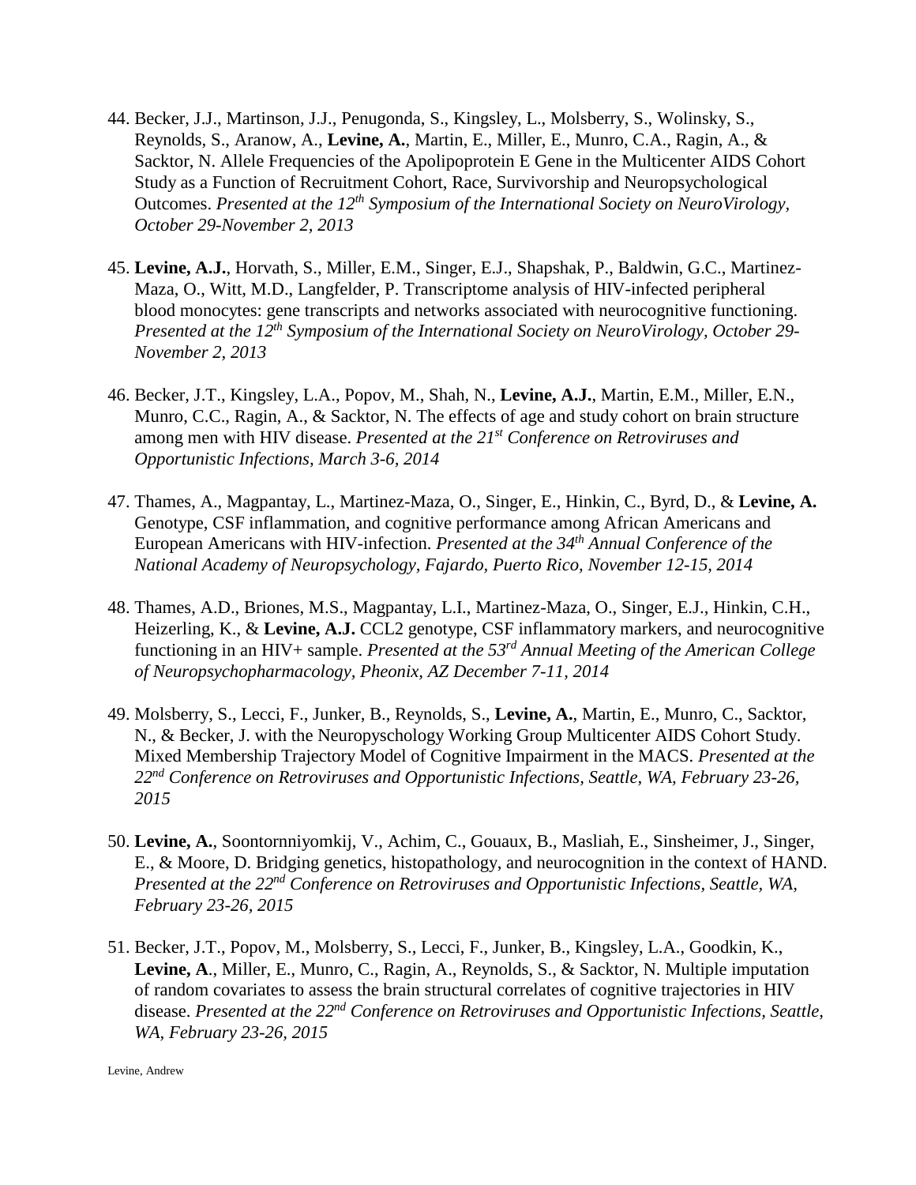44. Becker, J.J., Martinson, J.J., Penugonda, S., Kingsley, L., Molsberry, S., Wolinsky, S., Reynolds, S., Aranow, A., **Levine, A.**, Martin, E., Miller, E., Munro, C.A., Ragin, A., & Sacktor, N. Allele Frequencies of the Apolipoprotein E Gene in the Multicenter AIDS Cohort Study as a Function of Recruitment Cohort, Race, Survivorship and Neuropsychological Outcomes. *Presented at the 12th Symposium of the International Society on NeuroVirology, October 29-November 2, 2013*

45. **Levine, A.J.**, Horvath, S., Miller, E.M., Singer, E.J., Shapshak, P., Baldwin, G.C., Martinez-Maza, O., Witt, M.D., Langfelder, P. Transcriptome analysis of HIV-infected peripheral blood monocytes: gene transcripts and networks associated with neurocognitive functioning. *Presented at the 12th Symposium of the International Society on NeuroVirology, October 29-November 2, 2013*

46. Becker, J.T., Kingsley, L.A., Popov, M., Shah, N., **Levine, A.J.**, Martin, E.M., Miller, E.N., Munro, C.C., Ragin, A., & Sacktor, N. The effects of age and study cohort on brain structure among men with HIV disease. *Presented at the 21st Conference on Retroviruses and Opportunistic Infections, March 3-6, 2014*

47. Thames, A., Magpantay, L., Martinez-Maza, O., Singer, E., Hinkin, C., Byrd, D., & **Levine, A.** Genotype, CSF inflammation, and cognitive performance among African Americans and European Americans with HIV-infection. *Presented at the 34th Annual Conference of the National Academy of Neuropsychology, Fajardo, Puerto Rico, November 12-15, 2014*

48. Thames, A.D., Briones, M.S., Magpantay, L.I., Martinez-Maza, O., Singer, E.J., Hinkin, C.H., Heizerling, K., & **Levine, A.J.** CCL2 genotype, CSF inflammatory markers, and neurocognitive functioning in an HIV+ sample. *Presented at the 53rd Annual Meeting of the American College of Neuropsychopharmacology, Pheonix, AZ December 7-11, 2014*

49. Molsberry, S., Lecci, F., Junker, B., Reynolds, S., **Levine, A.**, Martin, E., Munro, C., Sacktor, N., & Becker, J. with the Neuropyschology Working Group Multicenter AIDS Cohort Study. Mixed Membership Trajectory Model of Cognitive Impairment in the MACS. *Presented at the 22nd Conference on Retroviruses and Opportunistic Infections, Seattle, WA, February 23-26, 2015*

50. **Levine, A.**, Soontornniyomkij, V., Achim, C., Gouaux, B., Masliah, E., Sinsheimer, J., Singer, E., & Moore, D. Bridging genetics, histopathology, and neurocognition in the context of HAND. *Presented at the 22nd Conference on Retroviruses and Opportunistic Infections, Seattle, WA, February 23-26, 2015*

51. Becker, J.T., Popov, M., Molsberry, S., Lecci, F., Junker, B., Kingsley, L.A., Goodkin, K., **Levine, A**., Miller, E., Munro, C., Ragin, A., Reynolds, S., & Sacktor, N. Multiple imputation of random covariates to assess the brain structural correlates of cognitive trajectories in HIV disease. *Presented at the 22nd Conference on Retroviruses and Opportunistic Infections, Seattle, WA, February 23-26, 2015*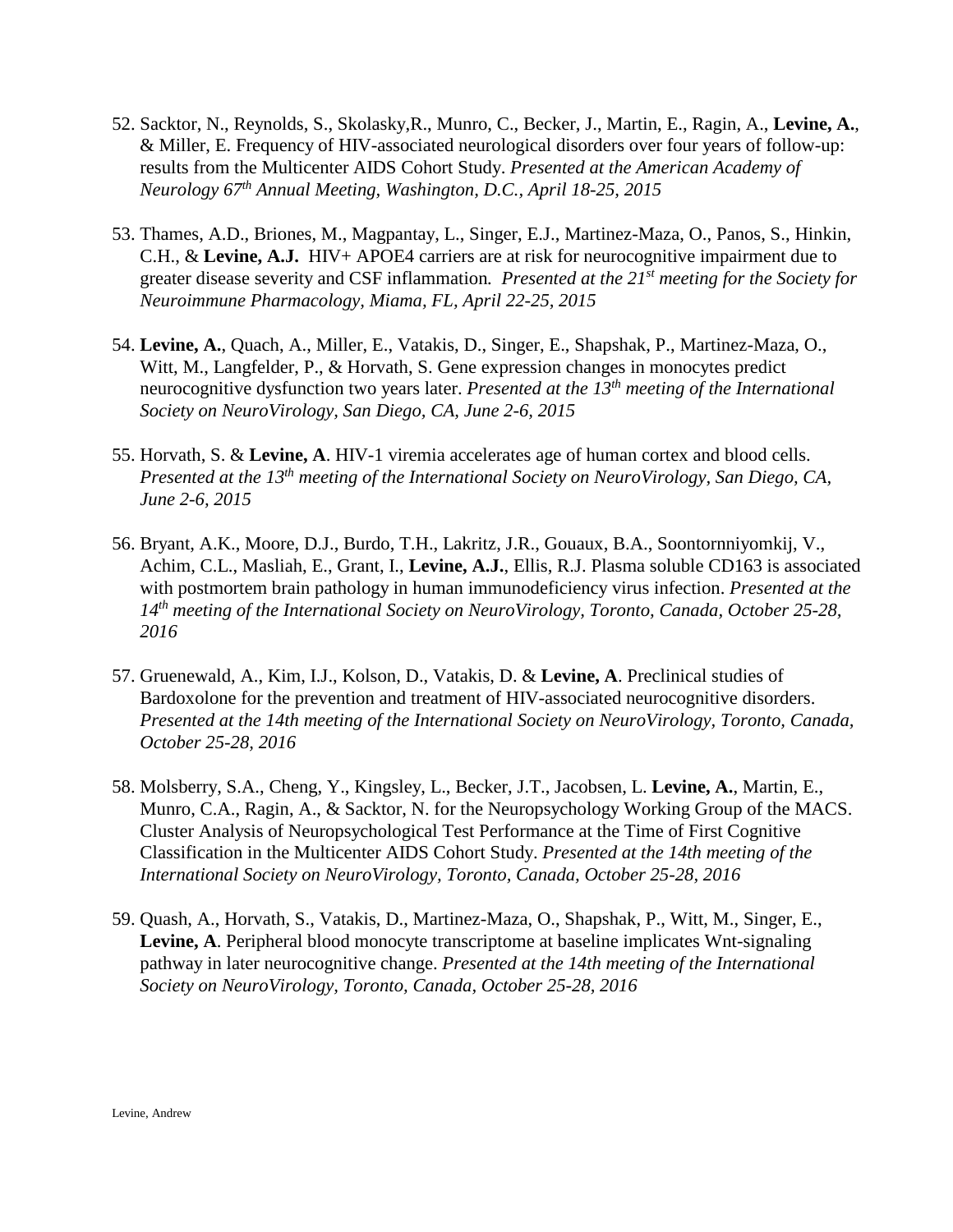52. Sacktor, N., Reynolds, S., Skolasky,R., Munro, C., Becker, J., Martin, E., Ragin, A., **Levine, A.**, & Miller, E. Frequency of HIV-associated neurological disorders over four years of follow-up: results from the Multicenter AIDS Cohort Study. *Presented at the American Academy of Neurology 67th Annual Meeting, Washington, D.C., April 18-25, 2015*

53. Thames, A.D., Briones, M., Magpantay, L., Singer, E.J., Martinez-Maza, O., Panos, S., Hinkin, C.H., & **Levine, A.J.** HIV+ APOE4 carriers are at risk for neurocognitive impairment due to greater disease severity and CSF inflammation. *Presented at the 21st meeting for the Society for Neuroimmune Pharmacology, Miama, FL, April 22-25, 2015*

54. **Levine, A.**, Quach, A., Miller, E., Vatakis, D., Singer, E., Shapshak, P., Martinez-Maza, O., Witt, M., Langfelder, P., & Horvath, S. Gene expression changes in monocytes predict neurocognitive dysfunction two years later. *Presented at the 13th meeting of the International Society on NeuroVirology, San Diego, CA, June 2-6, 2015*

55. Horvath, S. & **Levine, A**. HIV-1 viremia accelerates age of human cortex and blood cells. *Presented at the 13th meeting of the International Society on NeuroVirology, San Diego, CA, June 2-6, 2015*

56. Bryant, A.K., Moore, D.J., Burdo, T.H., Lakritz, J.R., Gouaux, B.A., Soontornniyomkij, V., Achim, C.L., Masliah, E., Grant, I., **Levine, A.J.**, Ellis, R.J. Plasma soluble CD163 is associated with postmortem brain pathology in human immunodeficiency virus infection. *Presented at the 14th meeting of the International Society on NeuroVirology, Toronto, Canada, October 25-28, 2016*

57. Gruenewald, A., Kim, I.J., Kolson, D., Vatakis, D. & **Levine, A**. Preclinical studies of Bardoxolone for the prevention and treatment of HIV-associated neurocognitive disorders. *Presented at the 14th meeting of the International Society on NeuroVirology, Toronto, Canada, October 25-28, 2016*

58. Molsberry, S.A., Cheng, Y., Kingsley, L., Becker, J.T., Jacobsen, L. **Levine, A.**, Martin, E., Munro, C.A., Ragin, A., & Sacktor, N. for the Neuropsychology Working Group of the MACS. Cluster Analysis of Neuropsychological Test Performance at the Time of First Cognitive Classification in the Multicenter AIDS Cohort Study. *Presented at the 14th meeting of the International Society on NeuroVirology, Toronto, Canada, October 25-28, 2016*

59. Quash, A., Horvath, S., Vatakis, D., Martinez-Maza, O., Shapshak, P., Witt, M., Singer, E., **Levine, A**. Peripheral blood monocyte transcriptome at baseline implicates Wnt-signaling pathway in later neurocognitive change. *Presented at the 14th meeting of the International Society on NeuroVirology, Toronto, Canada, October 25-28, 2016*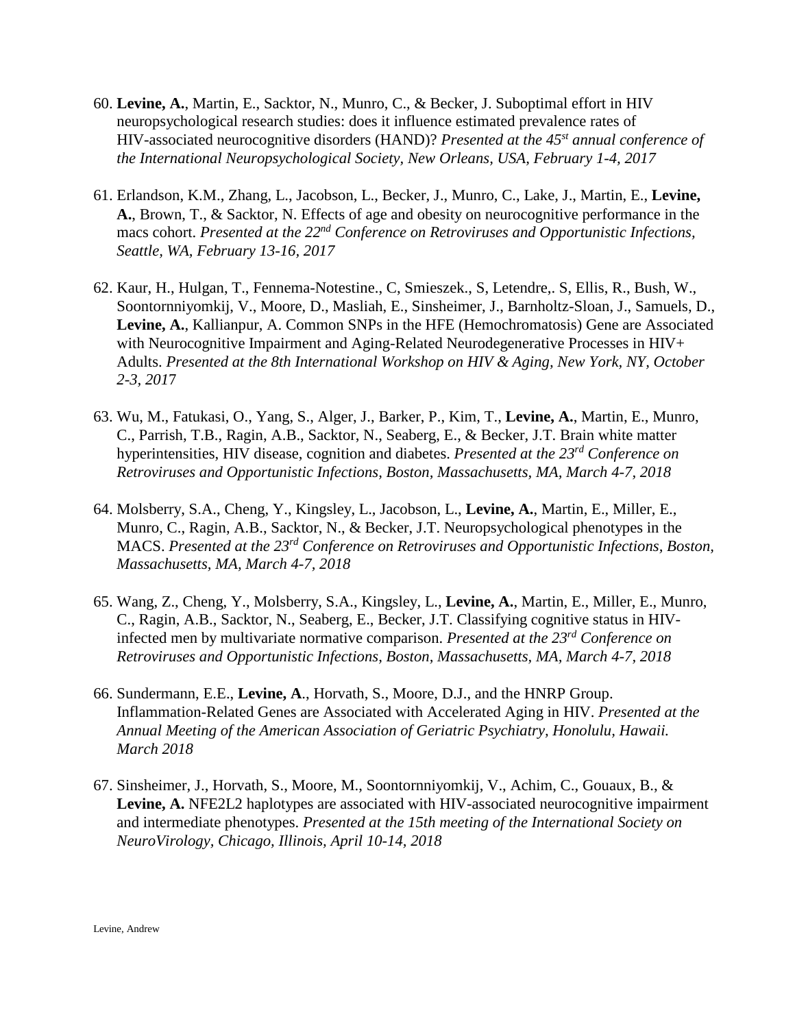60. **Levine, A.**, Martin, E., Sacktor, N., Munro, C., & Becker, J. Suboptimal effort in HIV neuropsychological research studies: does it influence estimated prevalence rates of HIV-associated neurocognitive disorders (HAND)? *Presented at the 45st annual conference of the International Neuropsychological Society, New Orleans, USA, February 1-4, 2017*

61. Erlandson, K.M., Zhang, L., Jacobson, L., Becker, J., Munro, C., Lake, J., Martin, E., **Levine, A.**, Brown, T., & Sacktor, N. Effects of age and obesity on neurocognitive performance in the macs cohort. *Presented at the 22nd Conference on Retroviruses and Opportunistic Infections, Seattle, WA, February 13-16, 2017*

62. Kaur, H., Hulgan, T., Fennema-Notestine., C, Smieszek., S, Letendre,. S, Ellis, R., Bush, W., Soontornniyomkij, V., Moore, D., Masliah, E., Sinsheimer, J., Barnholtz-Sloan, J., Samuels, D., **Levine, A.**, Kallianpur, A. Common SNPs in the HFE (Hemochromatosis) Gene are Associated with Neurocognitive Impairment and Aging-Related Neurodegenerative Processes in HIV+ Adults. *Presented at the 8th International Workshop on HIV & Aging, New York, NY, October 2-3, 201*7

63. Wu, M., Fatukasi, O., Yang, S., Alger, J., Barker, P., Kim, T., **Levine, A.**, Martin, E., Munro, C., Parrish, T.B., Ragin, A.B., Sacktor, N., Seaberg, E., & Becker, J.T. Brain white matter hyperintensities, HIV disease, cognition and diabetes. *Presented at the 23rd Conference on Retroviruses and Opportunistic Infections, Boston, Massachusetts, MA, March 4-7, 2018*

64. Molsberry, S.A., Cheng, Y., Kingsley, L., Jacobson, L., **Levine, A.**, Martin, E., Miller, E., Munro, C., Ragin, A.B., Sacktor, N., & Becker, J.T. Neuropsychological phenotypes in the MACS. *Presented at the 23rd Conference on Retroviruses and Opportunistic Infections, Boston, Massachusetts, MA, March 4-7, 2018*

65. Wang, Z., Cheng, Y., Molsberry, S.A., Kingsley, L., **Levine, A.**, Martin, E., Miller, E., Munro, C., Ragin, A.B., Sacktor, N., Seaberg, E., Becker, J.T. Classifying cognitive status in HIV-infected men by multivariate normative comparison. *Presented at the 23rd Conference on Retroviruses and Opportunistic Infections, Boston, Massachusetts, MA, March 4-7, 2018*

66. Sundermann, E.E., **Levine, A**., Horvath, S., Moore, D.J., and the HNRP Group. Inflammation-Related Genes are Associated with Accelerated Aging in HIV. *Presented at the Annual Meeting of the American Association of Geriatric Psychiatry, Honolulu, Hawaii. March 2018*

67. Sinsheimer, J., Horvath, S., Moore, M., Soontornniyomkij, V., Achim, C., Gouaux, B., & **Levine, A.** NFE2L2 haplotypes are associated with HIV-associated neurocognitive impairment and intermediate phenotypes. *Presented at the 15th meeting of the International Society on NeuroVirology, Chicago, Illinois, April 10-14, 2018*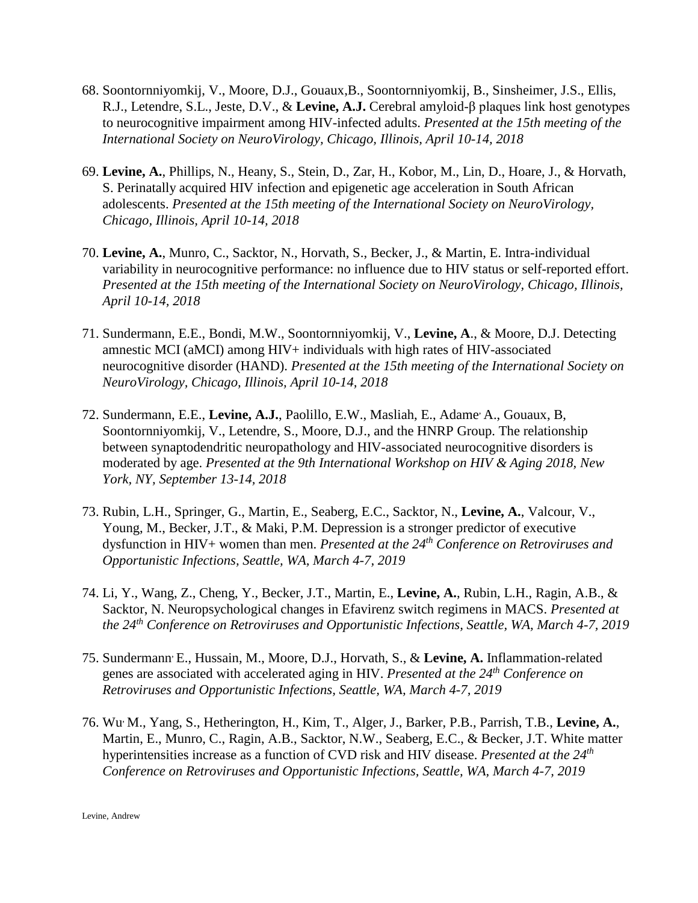68. Soontornniyomkij, V., Moore, D.J., Gouaux,B., Soontornniyomkij, B., Sinsheimer, J.S., Ellis, R.J., Letendre, S.L., Jeste, D.V., & **Levine, A.J.** Cerebral amyloid-β plaques link host genotypes to neurocognitive impairment among HIV-infected adults. *Presented at the 15th meeting of the International Society on NeuroVirology, Chicago, Illinois, April 10-14, 2018*

69. **Levine, A.**, Phillips, N., Heany, S., Stein, D., Zar, H., Kobor, M., Lin, D., Hoare, J., & Horvath, S. Perinatally acquired HIV infection and epigenetic age acceleration in South African adolescents. *Presented at the 15th meeting of the International Society on NeuroVirology, Chicago, Illinois, April 10-14, 2018*

70. **Levine, A.**, Munro, C., Sacktor, N., Horvath, S., Becker, J., & Martin, E. Intra-individual variability in neurocognitive performance: no influence due to HIV status or self-reported effort. *Presented at the 15th meeting of the International Society on NeuroVirology, Chicago, Illinois, April 10-14, 2018*

71. Sundermann, E.E., Bondi, M.W., Soontornniyomkij, V., **Levine, A**., & Moore, D.J. Detecting amnestic MCI (aMCI) among HIV+ individuals with high rates of HIV-associated neurocognitive disorder (HAND). *Presented at the 15th meeting of the International Society on NeuroVirology, Chicago, Illinois, April 10-14, 2018*

72. Sundermann, E.E., **Levine, A.J.**, Paolillo, E.W., Masliah, E., Adame, A., Gouaux, B, Soontornniyomkij, V., Letendre, S., Moore, D.J., and the HNRP Group. The relationship between synaptodendritic neuropathology and HIV-associated neurocognitive disorders is moderated by age. *Presented at the 9th International Workshop on HIV & Aging 2018, New York, NY, September 13-14, 2018*

73. Rubin, L.H., Springer, G., Martin, E., Seaberg, E.C., Sacktor, N., **Levine, A.**, Valcour, V., Young, M., Becker, J.T., & Maki, P.M. Depression is a stronger predictor of executive dysfunction in HIV+ women than men. *Presented at the 24th Conference on Retroviruses and Opportunistic Infections, Seattle, WA, March 4-7, 2019*

74. Li, Y., Wang, Z., Cheng, Y., Becker, J.T., Martin, E., **Levine, A.**, Rubin, L.H., Ragin, A.B., & Sacktor, N. Neuropsychological changes in Efavirenz switch regimens in MACS. *Presented at the 24th Conference on Retroviruses and Opportunistic Infections, Seattle, WA, March 4-7, 2019*

75. Sundermann, E., Hussain, M., Moore, D.J., Horvath, S., & **Levine, A.** Inflammation-related genes are associated with accelerated aging in HIV. *Presented at the 24th Conference on Retroviruses and Opportunistic Infections, Seattle, WA, March 4-7, 2019*

76. Wu, M., Yang, S., Hetherington, H., Kim, T., Alger, J., Barker, P.B., Parrish, T.B., **Levine, A.**, Martin, E., Munro, C., Ragin, A.B., Sacktor, N.W., Seaberg, E.C., & Becker, J.T. White matter hyperintensities increase as a function of CVD risk and HIV disease. *Presented at the 24th Conference on Retroviruses and Opportunistic Infections, Seattle, WA, March 4-7, 2019*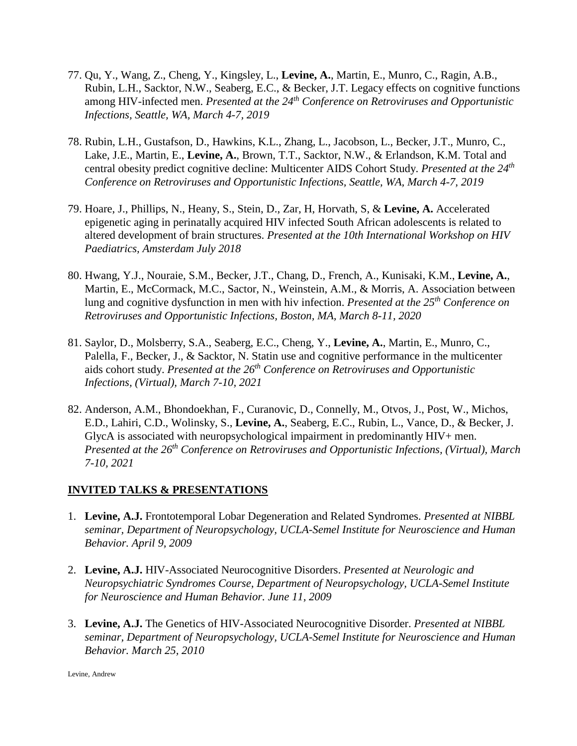77. Qu, Y., Wang, Z., Cheng, Y., Kingsley, L., **Levine, A.**, Martin, E., Munro, C., Ragin, A.B., Rubin, L.H., Sacktor, N.W., Seaberg, E.C., & Becker, J.T. Legacy effects on cognitive functions among HIV-infected men. *Presented at the 24th Conference on Retroviruses and Opportunistic Infections, Seattle, WA, March 4-7, 2019*

78. Rubin, L.H., Gustafson, D., Hawkins, K.L., Zhang, L., Jacobson, L., Becker, J.T., Munro, C., Lake, J.E., Martin, E., **Levine, A.**, Brown, T.T., Sacktor, N.W., & Erlandson, K.M. Total and central obesity predict cognitive decline: Multicenter AIDS Cohort Study. *Presented at the 24th Conference on Retroviruses and Opportunistic Infections, Seattle, WA, March 4-7, 2019*

79. Hoare, J., Phillips, N., Heany, S., Stein, D., Zar, H, Horvath, S, & **Levine, A.** Accelerated epigenetic aging in perinatally acquired HIV infected South African adolescents is related to altered development of brain structures. *Presented at the 10th International Workshop on HIV Paediatrics, Amsterdam July 2018*

80. Hwang, Y.J., Nouraie, S.M., Becker, J.T., Chang, D., French, A., Kunisaki, K.M., **Levine, A.**, Martin, E., McCormack, M.C., Sactor, N., Weinstein, A.M., & Morris, A. Association between lung and cognitive dysfunction in men with hiv infection. *Presented at the 25th Conference on Retroviruses and Opportunistic Infections, Boston, MA, March 8-11, 2020*

81. Saylor, D., Molsberry, S.A., Seaberg, E.C., Cheng, Y., **Levine, A.**, Martin, E., Munro, C., Palella, F., Becker, J., & Sacktor, N. Statin use and cognitive performance in the multicenter aids cohort study. *Presented at the 26th Conference on Retroviruses and Opportunistic Infections, (Virtual), March 7-10, 2021*

82. Anderson, A.M., Bhondoekhan, F., Curanovic, D., Connelly, M., Otvos, J., Post, W., Michos, E.D., Lahiri, C.D., Wolinsky, S., **Levine, A.**, Seaberg, E.C., Rubin, L., Vance, D., & Becker, J. GlycA is associated with neuropsychological impairment in predominantly HIV+ men. *Presented at the 26th Conference on Retroviruses and Opportunistic Infections, (Virtual), March 7-10, 2021*

## INVITED TALKS & PRESENTATIONS

1. **Levine, A.J.** Frontotemporal Lobar Degeneration and Related Syndromes. *Presented at NIBBL seminar, Department of Neuropsychology, UCLA-Semel Institute for Neuroscience and Human Behavior. April 9, 2009*

2. **Levine, A.J.** HIV-Associated Neurocognitive Disorders. *Presented at Neurologic and Neuropsychiatric Syndromes Course, Department of Neuropsychology, UCLA-Semel Institute for Neuroscience and Human Behavior. June 11, 2009*

3. **Levine, A.J.** The Genetics of HIV-Associated Neurocognitive Disorder. *Presented at NIBBL seminar, Department of Neuropsychology, UCLA-Semel Institute for Neuroscience and Human Behavior. March 25, 2010*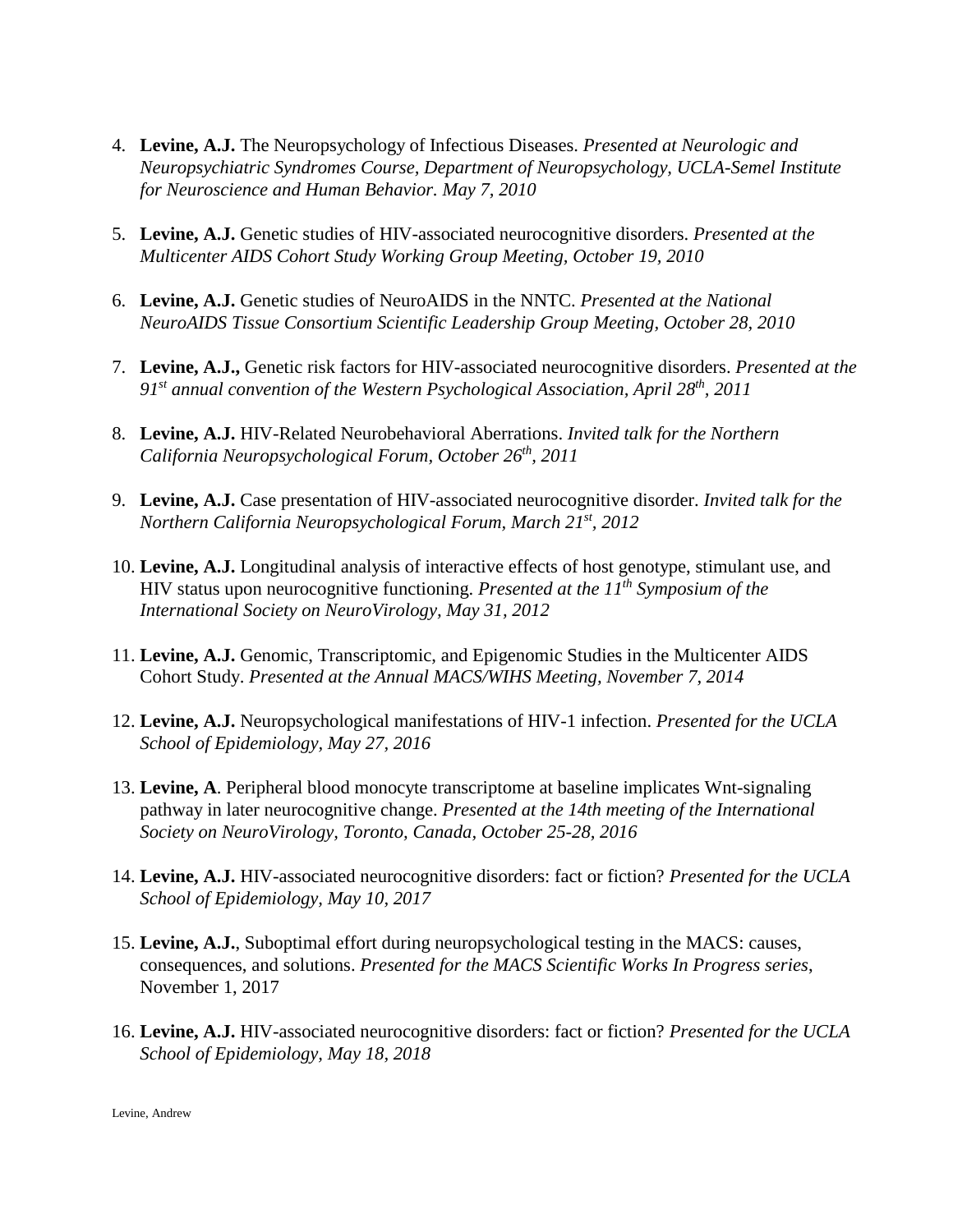4. **Levine, A.J.** The Neuropsychology of Infectious Diseases. *Presented at Neurologic and Neuropsychiatric Syndromes Course, Department of Neuropsychology, UCLA-Semel Institute for Neuroscience and Human Behavior. May 7, 2010*

5. **Levine, A.J.** Genetic studies of HIV-associated neurocognitive disorders. *Presented at the Multicenter AIDS Cohort Study Working Group Meeting, October 19, 2010*

6. **Levine, A.J.** Genetic studies of NeuroAIDS in the NNTC. *Presented at the National NeuroAIDS Tissue Consortium Scientific Leadership Group Meeting, October 28, 2010*

7. **Levine, A.J.,** Genetic risk factors for HIV-associated neurocognitive disorders. *Presented at the 91st annual convention of the Western Psychological Association, April 28th, 2011*

8. **Levine, A.J.** HIV-Related Neurobehavioral Aberrations. *Invited talk for the Northern California Neuropsychological Forum, October 26th, 2011*

9. **Levine, A.J.** Case presentation of HIV-associated neurocognitive disorder. *Invited talk for the Northern California Neuropsychological Forum, March 21st, 2012*

10. **Levine, A.J.** Longitudinal analysis of interactive effects of host genotype, stimulant use, and HIV status upon neurocognitive functioning. *Presented at the 11th Symposium of the International Society on NeuroVirology, May 31, 2012*

11. **Levine, A.J.** Genomic, Transcriptomic, and Epigenomic Studies in the Multicenter AIDS Cohort Study. *Presented at the Annual MACS/WIHS Meeting, November 7, 2014*

12. **Levine, A.J.** Neuropsychological manifestations of HIV-1 infection. *Presented for the UCLA School of Epidemiology, May 27, 2016*

13. **Levine, A**. Peripheral blood monocyte transcriptome at baseline implicates Wnt-signaling pathway in later neurocognitive change. *Presented at the 14th meeting of the International Society on NeuroVirology, Toronto, Canada, October 25-28, 2016*

14. **Levine, A.J.** HIV-associated neurocognitive disorders: fact or fiction? *Presented for the UCLA School of Epidemiology, May 10, 2017*

15. **Levine, A.J.**, Suboptimal effort during neuropsychological testing in the MACS: causes, consequences, and solutions. *Presented for the MACS Scientific Works In Progress series*, November 1, 2017

16. **Levine, A.J.** HIV-associated neurocognitive disorders: fact or fiction? *Presented for the UCLA School of Epidemiology, May 18, 2018*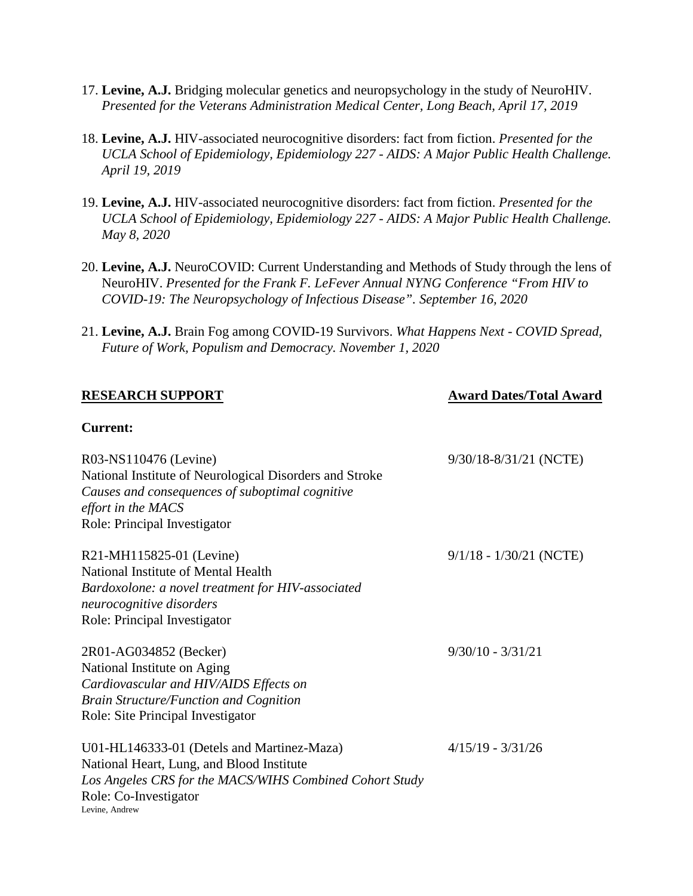17. **Levine, A.J.** Bridging molecular genetics and neuropsychology in the study of NeuroHIV. *Presented for the Veterans Administration Medical Center, Long Beach, April 17, 2019*

18. **Levine, A.J.** HIV-associated neurocognitive disorders: fact from fiction. *Presented for the UCLA School of Epidemiology, Epidemiology 227 - AIDS: A Major Public Health Challenge. April 19, 2019*

19. **Levine, A.J.** HIV-associated neurocognitive disorders: fact from fiction. *Presented for the UCLA School of Epidemiology, Epidemiology 227 - AIDS: A Major Public Health Challenge. May 8, 2020*

20. **Levine, A.J.** NeuroCOVID: Current Understanding and Methods of Study through the lens of NeuroHIV. *Presented for the Frank F. LeFever Annual NYNG Conference "From HIV to COVID-19: The Neuropsychology of Infectious Disease". September 16, 2020*

21. **Levine, A.J.** Brain Fog among COVID-19 Survivors. *What Happens Next - COVID Spread, Future of Work, Populism and Democracy. November 1, 2020*

## RESEARCH SUPPORT — Award Dates/Total Award

**Current:**

R03-NS110476 (Levine) — 9/30/18-8/31/21 (NCTE)
National Institute of Neurological Disorders and Stroke
*Causes and consequences of suboptimal cognitive effort in the MACS*
Role: Principal Investigator

R21-MH115825-01 (Levine) — 9/1/18 - 1/30/21 (NCTE)
National Institute of Mental Health
*Bardoxolone: a novel treatment for HIV-associated neurocognitive disorders*
Role: Principal Investigator

2R01-AG034852 (Becker) — 9/30/10 - 3/31/21
National Institute on Aging
*Cardiovascular and HIV/AIDS Effects on Brain Structure/Function and Cognition*
Role: Site Principal Investigator

U01-HL146333-01 (Detels and Martinez-Maza) — 4/15/19 - 3/31/26
National Heart, Lung, and Blood Institute
*Los Angeles CRS for the MACS/WIHS Combined Cohort Study*
Role: Co-Investigator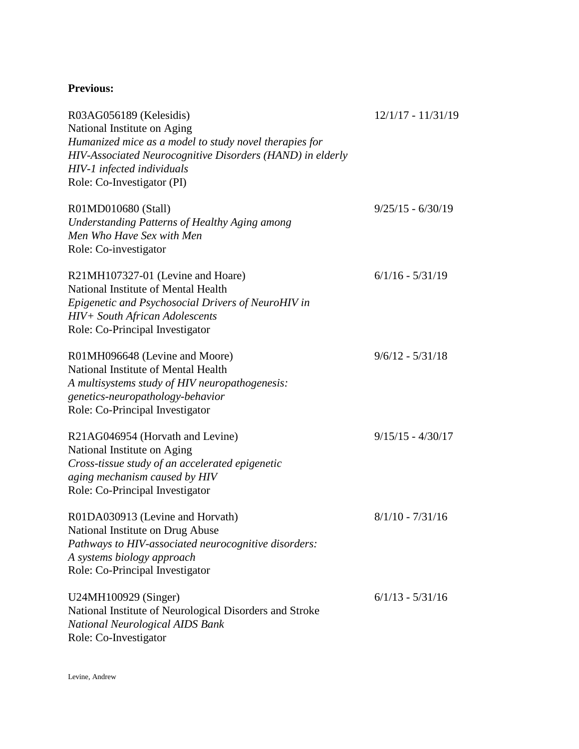**Previous:**

R03AG056189 (Kelesidis) 12/1/17 - 11/31/19
National Institute on Aging
*Humanized mice as a model to study novel therapies for HIV-Associated Neurocognitive Disorders (HAND) in elderly HIV-1 infected individuals*
Role: Co-Investigator (PI)

R01MD010680 (Stall) 9/25/15 - 6/30/19
*Understanding Patterns of Healthy Aging among Men Who Have Sex with Men*
Role: Co-investigator

R21MH107327-01 (Levine and Hoare) 6/1/16 - 5/31/19
National Institute of Mental Health
*Epigenetic and Psychosocial Drivers of NeuroHIV in HIV+ South African Adolescents*
Role: Co-Principal Investigator

R01MH096648 (Levine and Moore) 9/6/12 - 5/31/18
National Institute of Mental Health
*A multisystems study of HIV neuropathogenesis: genetics-neuropathology-behavior*
Role: Co-Principal Investigator

R21AG046954 (Horvath and Levine) 9/15/15 - 4/30/17
National Institute on Aging
*Cross-tissue study of an accelerated epigenetic aging mechanism caused by HIV*
Role: Co-Principal Investigator

R01DA030913 (Levine and Horvath) 8/1/10 - 7/31/16
National Institute on Drug Abuse
*Pathways to HIV-associated neurocognitive disorders: A systems biology approach*
Role: Co-Principal Investigator

U24MH100929 (Singer) 6/1/13 - 5/31/16
National Institute of Neurological Disorders and Stroke
*National Neurological AIDS Bank*
Role: Co-Investigator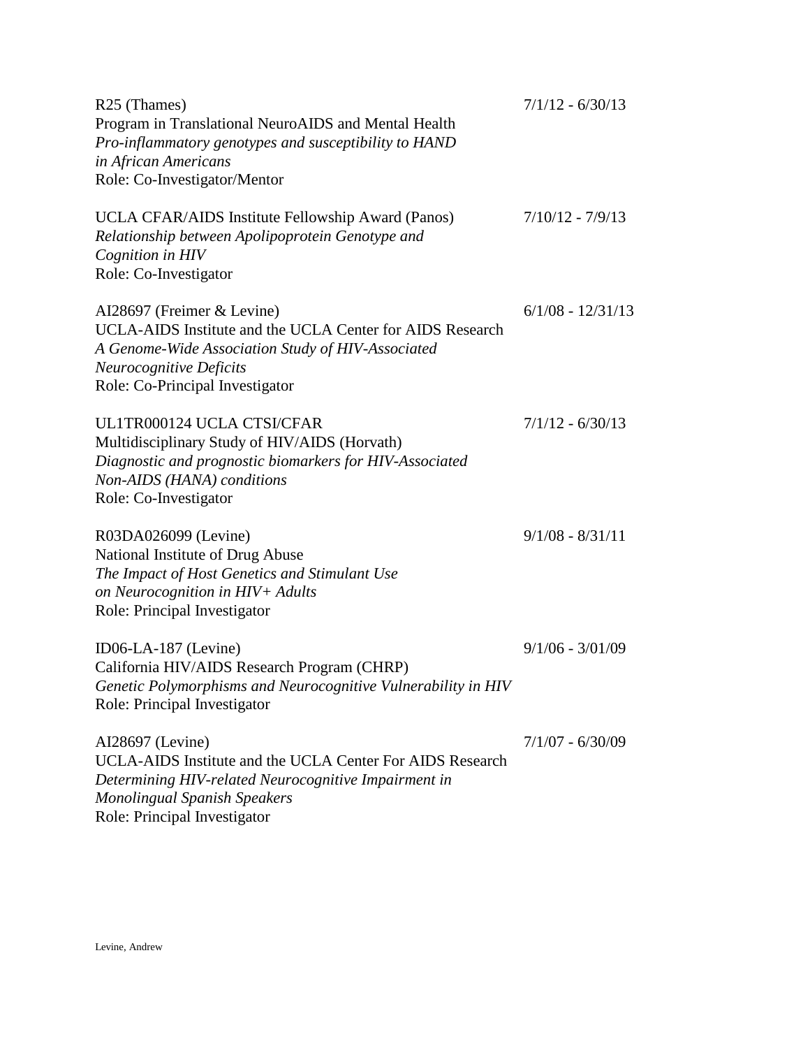R25 (Thames) 7/1/12 - 6/30/13
Program in Translational NeuroAIDS and Mental Health
*Pro-inflammatory genotypes and susceptibility to HAND in African Americans*
Role: Co-Investigator/Mentor

UCLA CFAR/AIDS Institute Fellowship Award (Panos) 7/10/12 - 7/9/13
*Relationship between Apolipoprotein Genotype and Cognition in HIV*
Role: Co-Investigator

AI28697 (Freimer & Levine) 6/1/08 - 12/31/13
UCLA-AIDS Institute and the UCLA Center for AIDS Research
*A Genome-Wide Association Study of HIV-Associated Neurocognitive Deficits*
Role: Co-Principal Investigator

UL1TR000124 UCLA CTSI/CFAR 7/1/12 - 6/30/13
Multidisciplinary Study of HIV/AIDS (Horvath)
*Diagnostic and prognostic biomarkers for HIV-Associated Non-AIDS (HANA) conditions*
Role: Co-Investigator

R03DA026099 (Levine) 9/1/08 - 8/31/11
National Institute of Drug Abuse
*The Impact of Host Genetics and Stimulant Use on Neurocognition in HIV+ Adults*
Role: Principal Investigator

ID06-LA-187 (Levine) 9/1/06 - 3/01/09
California HIV/AIDS Research Program (CHRP)
*Genetic Polymorphisms and Neurocognitive Vulnerability in HIV*
Role: Principal Investigator

AI28697 (Levine) 7/1/07 - 6/30/09
UCLA-AIDS Institute and the UCLA Center For AIDS Research
*Determining HIV-related Neurocognitive Impairment in Monolingual Spanish Speakers*
Role: Principal Investigator